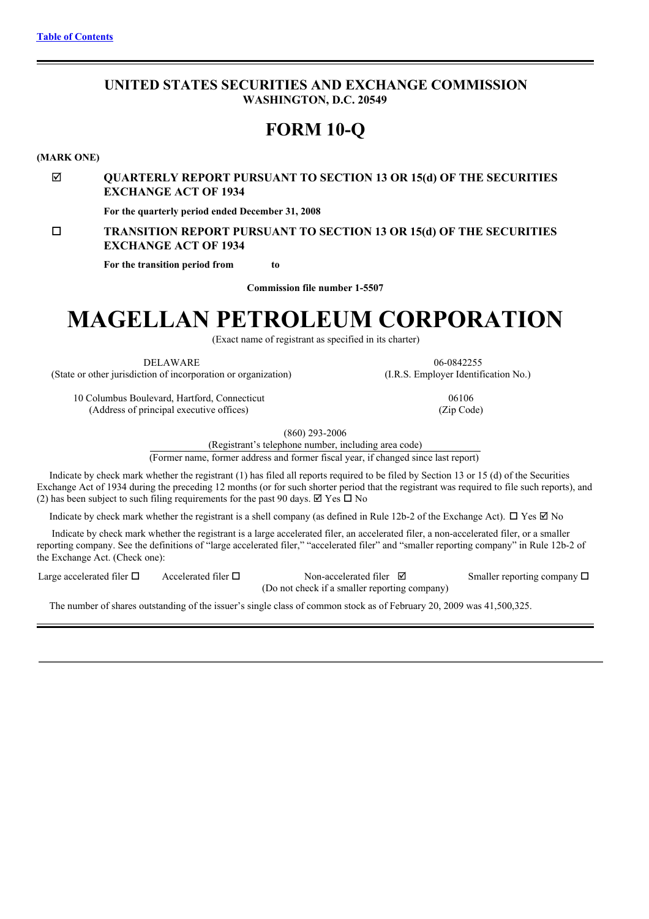[Table of Contents](#)

# UNITED STATES SECURITIES AND EXCHANGE COMMISSION
**WASHINGTON, D.C. 20549**

# FORM 10-Q

**(MARK ONE)**

☑ **QUARTERLY REPORT PURSUANT TO SECTION 13 OR 15(d) OF THE SECURITIES EXCHANGE ACT OF 1934**

**For the quarterly period ended December 31, 2008**

☐ **TRANSITION REPORT PURSUANT TO SECTION 13 OR 15(d) OF THE SECURITIES EXCHANGE ACT OF 1934**

**For the transition period from to**

**Commission file number 1-5507**

# MAGELLAN PETROLEUM CORPORATION

(Exact name of registrant as specified in its charter)

| | |
|---|---|
| DELAWARE<br>(State or other jurisdiction of incorporation or organization) | 06-0842255<br>(I.R.S. Employer Identification No.) |
| 10 Columbus Boulevard, Hartford, Connecticut<br>(Address of principal executive offices) | 06106<br>(Zip Code) |

(860) 293-2006
(Registrant's telephone number, including area code)
(Former name, former address and former fiscal year, if changed since last report)

Indicate by check mark whether the registrant (1) has filed all reports required to be filed by Section 13 or 15 (d) of the Securities Exchange Act of 1934 during the preceding 12 months (or for such shorter period that the registrant was required to file such reports), and (2) has been subject to such filing requirements for the past 90 days. ☑ Yes ☐ No

Indicate by check mark whether the registrant is a shell company (as defined in Rule 12b-2 of the Exchange Act). ☐ Yes ☑ No

Indicate by check mark whether the registrant is a large accelerated filer, an accelerated filer, a non-accelerated filer, or a smaller reporting company. See the definitions of "large accelerated filer," "accelerated filer" and "smaller reporting company" in Rule 12b-2 of the Exchange Act. (Check one):

Large accelerated filer ☐ Accelerated filer ☐ Non-accelerated filer ☑ (Do not check if a smaller reporting company) Smaller reporting company ☐

The number of shares outstanding of the issuer's single class of common stock as of February 20, 2009 was 41,500,325.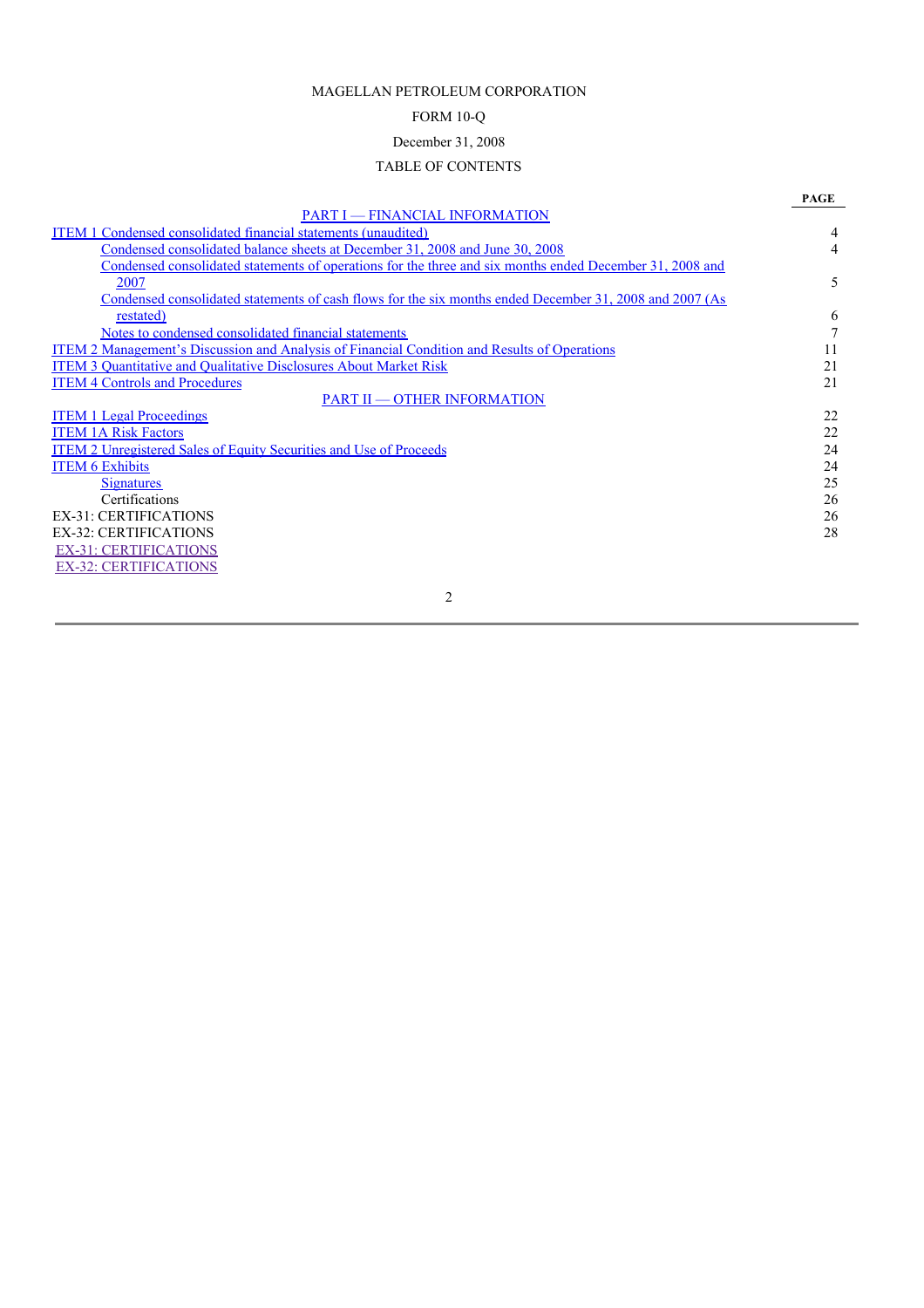MAGELLAN PETROLEUM CORPORATION

FORM 10-Q

December 31, 2008

TABLE OF CONTENTS

| | PAGE |
|---|---|
| PART I — FINANCIAL INFORMATION | |
| ITEM 1 Condensed consolidated financial statements (unaudited) | 4 |
| Condensed consolidated balance sheets at December 31, 2008 and June 30, 2008 | 4 |
| Condensed consolidated statements of operations for the three and six months ended December 31, 2008 and 2007 | 5 |
| Condensed consolidated statements of cash flows for the six months ended December 31, 2008 and 2007 (As restated) | 6 |
| Notes to condensed consolidated financial statements | 7 |
| ITEM 2 Management's Discussion and Analysis of Financial Condition and Results of Operations | 11 |
| ITEM 3 Quantitative and Qualitative Disclosures About Market Risk | 21 |
| ITEM 4 Controls and Procedures | 21 |
| PART II — OTHER INFORMATION | |
| ITEM 1 Legal Proceedings | 22 |
| ITEM 1A Risk Factors | 22 |
| ITEM 2 Unregistered Sales of Equity Securities and Use of Proceeds | 24 |
| ITEM 6 Exhibits | 24 |
| Signatures | 25 |
| Certifications | 26 |
| EX-31: CERTIFICATIONS | 26 |
| EX-32: CERTIFICATIONS | 28 |

EX-31: CERTIFICATIONS

EX-32: CERTIFICATIONS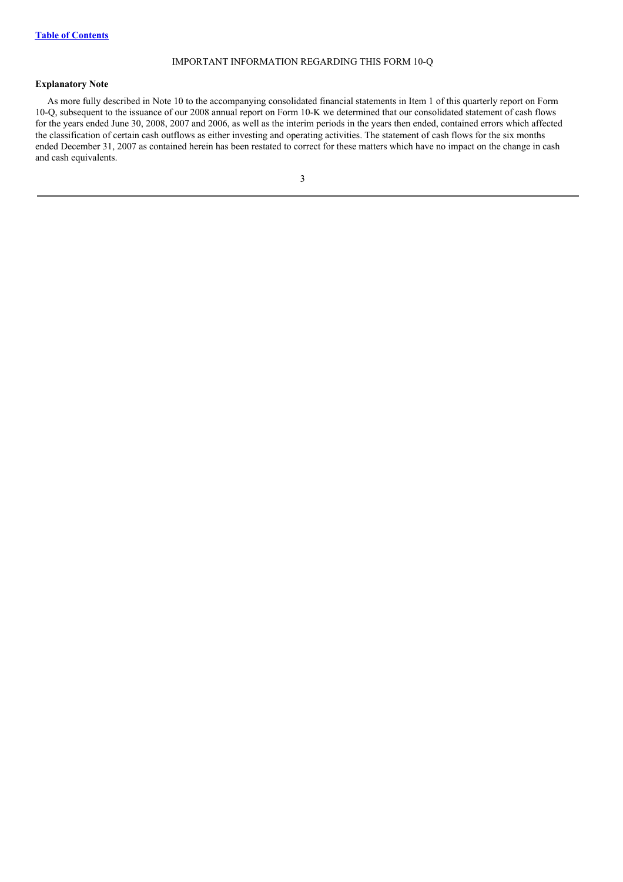IMPORTANT INFORMATION REGARDING THIS FORM 10-Q

**Explanatory Note**

As more fully described in Note 10 to the accompanying consolidated financial statements in Item 1 of this quarterly report on Form 10-Q, subsequent to the issuance of our 2008 annual report on Form 10-K we determined that our consolidated statement of cash flows for the years ended June 30, 2008, 2007 and 2006, as well as the interim periods in the years then ended, contained errors which affected the classification of certain cash outflows as either investing and operating activities. The statement of cash flows for the six months ended December 31, 2007 as contained herein has been restated to correct for these matters which have no impact on the change in cash and cash equivalents.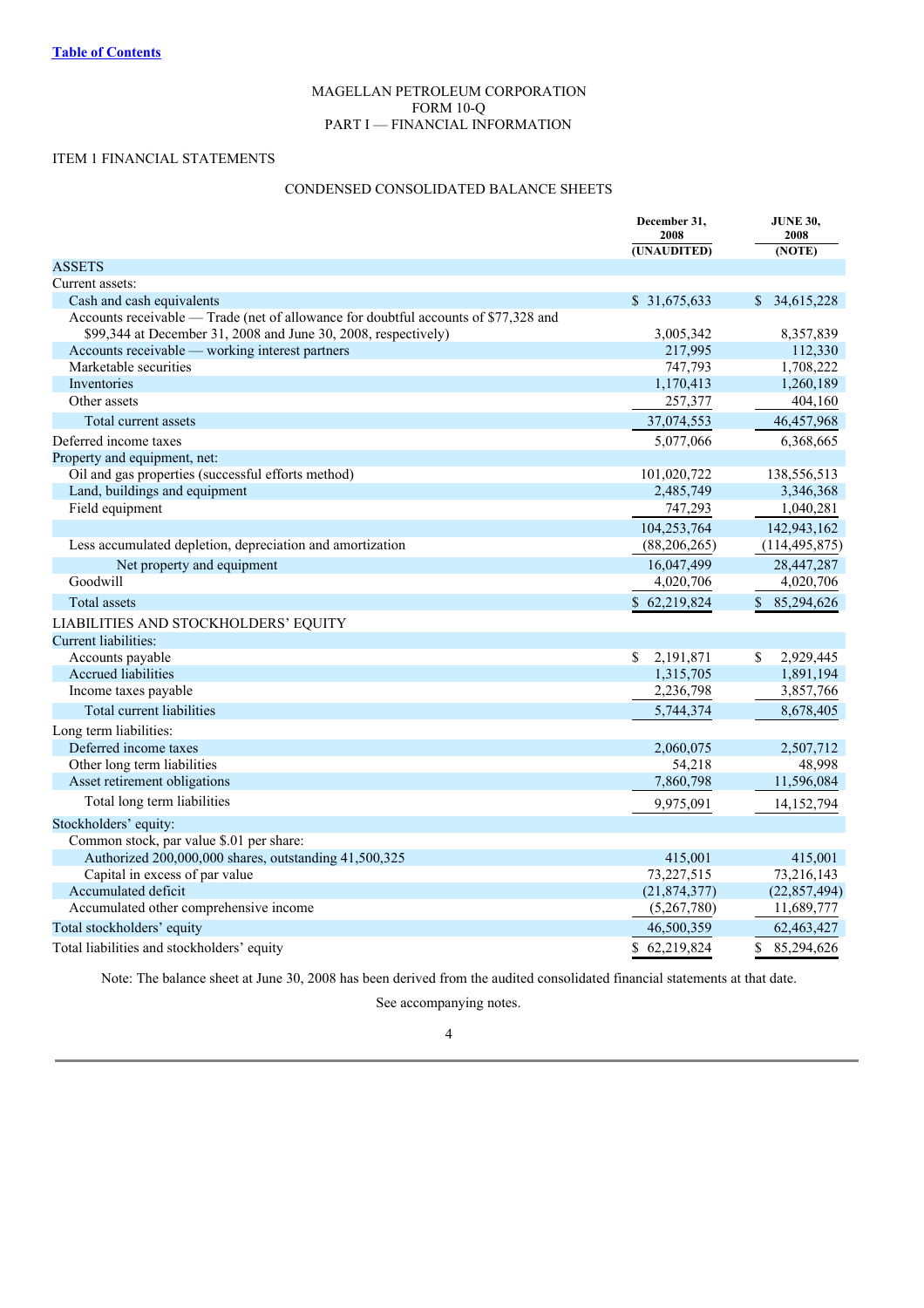[Table of Contents](#)

MAGELLAN PETROLEUM CORPORATION
FORM 10-Q
PART I — FINANCIAL INFORMATION

ITEM 1 FINANCIAL STATEMENTS

## CONDENSED CONSOLIDATED BALANCE SHEETS

| | December 31, 2008 (UNAUDITED) | JUNE 30, 2008 (NOTE) |
|---|---|---|
| ASSETS | | |
| Current assets: | | |
| Cash and cash equivalents | $ 31,675,633 | $ 34,615,228 |
| Accounts receivable — Trade (net of allowance for doubtful accounts of $77,328 and $99,344 at December 31, 2008 and June 30, 2008, respectively) | 3,005,342 | 8,357,839 |
| Accounts receivable — working interest partners | 217,995 | 112,330 |
| Marketable securities | 747,793 | 1,708,222 |
| Inventories | 1,170,413 | 1,260,189 |
| Other assets | 257,377 | 404,160 |
| Total current assets | 37,074,553 | 46,457,968 |
| Deferred income taxes | 5,077,066 | 6,368,665 |
| Property and equipment, net: | | |
| Oil and gas properties (successful efforts method) | 101,020,722 | 138,556,513 |
| Land, buildings and equipment | 2,485,749 | 3,346,368 |
| Field equipment | 747,293 | 1,040,281 |
| | 104,253,764 | 142,943,162 |
| Less accumulated depletion, depreciation and amortization | (88,206,265) | (114,495,875) |
| Net property and equipment | 16,047,499 | 28,447,287 |
| Goodwill | 4,020,706 | 4,020,706 |
| Total assets | $ 62,219,824 | $ 85,294,626 |
| LIABILITIES AND STOCKHOLDERS' EQUITY | | |
| Current liabilities: | | |
| Accounts payable | $ 2,191,871 | $ 2,929,445 |
| Accrued liabilities | 1,315,705 | 1,891,194 |
| Income taxes payable | 2,236,798 | 3,857,766 |
| Total current liabilities | 5,744,374 | 8,678,405 |
| Long term liabilities: | | |
| Deferred income taxes | 2,060,075 | 2,507,712 |
| Other long term liabilities | 54,218 | 48,998 |
| Asset retirement obligations | 7,860,798 | 11,596,084 |
| Total long term liabilities | 9,975,091 | 14,152,794 |
| Stockholders' equity: | | |
| Common stock, par value $.01 per share: | | |
| Authorized 200,000,000 shares, outstanding 41,500,325 | 415,001 | 415,001 |
| Capital in excess of par value | 73,227,515 | 73,216,143 |
| Accumulated deficit | (21,874,377) | (22,857,494) |
| Accumulated other comprehensive income | (5,267,780) | 11,689,777 |
| Total stockholders' equity | 46,500,359 | 62,463,427 |
| Total liabilities and stockholders' equity | $ 62,219,824 | $ 85,294,626 |

Note: The balance sheet at June 30, 2008 has been derived from the audited consolidated financial statements at that date.

See accompanying notes.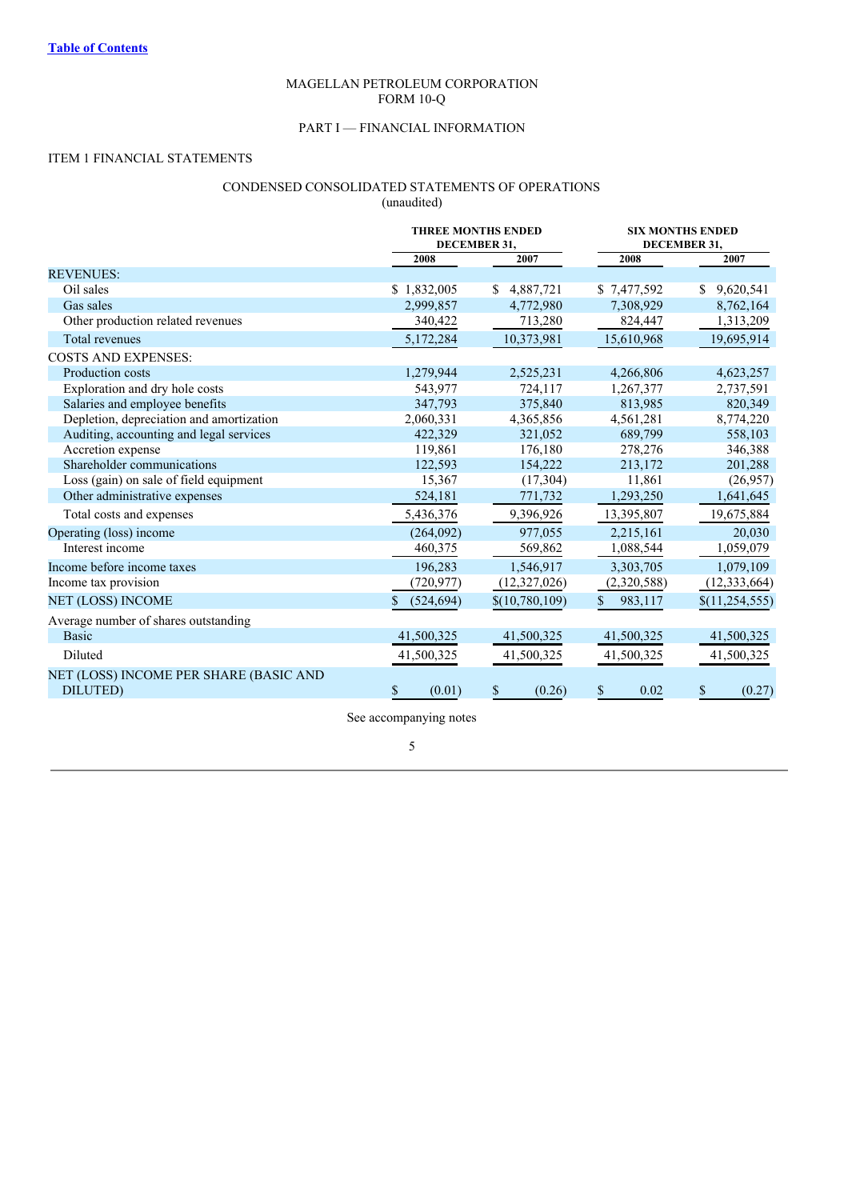[Table of Contents](#)

MAGELLAN PETROLEUM CORPORATION
FORM 10-Q

PART I — FINANCIAL INFORMATION

ITEM 1 FINANCIAL STATEMENTS

CONDENSED CONSOLIDATED STATEMENTS OF OPERATIONS
(unaudited)

| | THREE MONTHS ENDED DECEMBER 31, | | SIX MONTHS ENDED DECEMBER 31, | |
|---|---|---|---|---|
| | 2008 | 2007 | 2008 | 2007 |
| REVENUES: | | | | |
| Oil sales | $ 1,832,005 | $ 4,887,721 | $ 7,477,592 | $ 9,620,541 |
| Gas sales | 2,999,857 | 4,772,980 | 7,308,929 | 8,762,164 |
| Other production related revenues | 340,422 | 713,280 | 824,447 | 1,313,209 |
| Total revenues | 5,172,284 | 10,373,981 | 15,610,968 | 19,695,914 |
| COSTS AND EXPENSES: | | | | |
| Production costs | 1,279,944 | 2,525,231 | 4,266,806 | 4,623,257 |
| Exploration and dry hole costs | 543,977 | 724,117 | 1,267,377 | 2,737,591 |
| Salaries and employee benefits | 347,793 | 375,840 | 813,985 | 820,349 |
| Depletion, depreciation and amortization | 2,060,331 | 4,365,856 | 4,561,281 | 8,774,220 |
| Auditing, accounting and legal services | 422,329 | 321,052 | 689,799 | 558,103 |
| Accretion expense | 119,861 | 176,180 | 278,276 | 346,388 |
| Shareholder communications | 122,593 | 154,222 | 213,172 | 201,288 |
| Loss (gain) on sale of field equipment | 15,367 | (17,304) | 11,861 | (26,957) |
| Other administrative expenses | 524,181 | 771,732 | 1,293,250 | 1,641,645 |
| Total costs and expenses | 5,436,376 | 9,396,926 | 13,395,807 | 19,675,884 |
| Operating (loss) income | (264,092) | 977,055 | 2,215,161 | 20,030 |
| Interest income | 460,375 | 569,862 | 1,088,544 | 1,059,079 |
| Income before income taxes | 196,283 | 1,546,917 | 3,303,705 | 1,079,109 |
| Income tax provision | (720,977) | (12,327,026) | (2,320,588) | (12,333,664) |
| NET (LOSS) INCOME | $ (524,694) | $(10,780,109) | $ 983,117 | $(11,254,555) |
| Average number of shares outstanding | | | | |
| Basic | 41,500,325 | 41,500,325 | 41,500,325 | 41,500,325 |
| Diluted | 41,500,325 | 41,500,325 | 41,500,325 | 41,500,325 |
| NET (LOSS) INCOME PER SHARE (BASIC AND DILUTED) | $ (0.01) | $ (0.26) | $ 0.02 | $ (0.27) |

See accompanying notes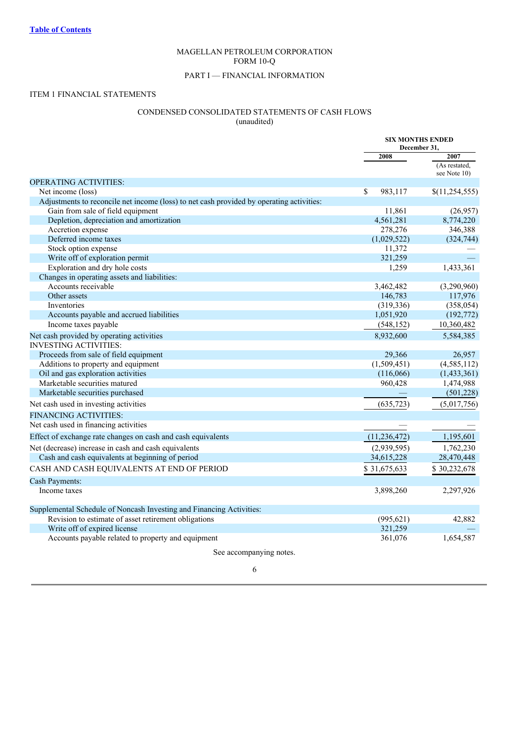[Table of Contents](#)

MAGELLAN PETROLEUM CORPORATION
FORM 10-Q

PART I — FINANCIAL INFORMATION

ITEM 1 FINANCIAL STATEMENTS

## CONDENSED CONSOLIDATED STATEMENTS OF CASH FLOWS
(unaudited)

| | SIX MONTHS ENDED December 31, 2008 | SIX MONTHS ENDED December 31, 2007 (As restated, see Note 10) |
|---|---|---|
| OPERATING ACTIVITIES: | | |
| Net income (loss) | $ 983,117 | $(11,254,555) |
| Adjustments to reconcile net income (loss) to net cash provided by operating activities: | | |
| Gain from sale of field equipment | 11,861 | (26,957) |
| Depletion, depreciation and amortization | 4,561,281 | 8,774,220 |
| Accretion expense | 278,276 | 346,388 |
| Deferred income taxes | (1,029,522) | (324,744) |
| Stock option expense | 11,372 | — |
| Write off of exploration permit | 321,259 | — |
| Exploration and dry hole costs | 1,259 | 1,433,361 |
| Changes in operating assets and liabilities: | | |
| Accounts receivable | 3,462,482 | (3,290,960) |
| Other assets | 146,783 | 117,976 |
| Inventories | (319,336) | (358,054) |
| Accounts payable and accrued liabilities | 1,051,920 | (192,772) |
| Income taxes payable | (548,152) | 10,360,482 |
| Net cash provided by operating activities | 8,932,600 | 5,584,385 |
| INVESTING ACTIVITIES: | | |
| Proceeds from sale of field equipment | 29,366 | 26,957 |
| Additions to property and equipment | (1,509,451) | (4,585,112) |
| Oil and gas exploration activities | (116,066) | (1,433,361) |
| Marketable securities matured | 960,428 | 1,474,988 |
| Marketable securities purchased | — | (501,228) |
| Net cash used in investing activities | (635,723) | (5,017,756) |
| FINANCING ACTIVITIES: | | |
| Net cash used in financing activities | — | — |
| Effect of exchange rate changes on cash and cash equivalents | (11,236,472) | 1,195,601 |
| Net (decrease) increase in cash and cash equivalents | (2,939,595) | 1,762,230 |
| Cash and cash equivalents at beginning of period | 34,615,228 | 28,470,448 |
| CASH AND CASH EQUIVALENTS AT END OF PERIOD | $ 31,675,633 | $ 30,232,678 |
| Cash Payments: | | |
| Income taxes | 3,898,260 | 2,297,926 |
| Supplemental Schedule of Noncash Investing and Financing Activities: | | |
| Revision to estimate of asset retirement obligations | (995,621) | 42,882 |
| Write off of expired license | 321,259 | — |
| Accounts payable related to property and equipment | 361,076 | 1,654,587 |

See accompanying notes.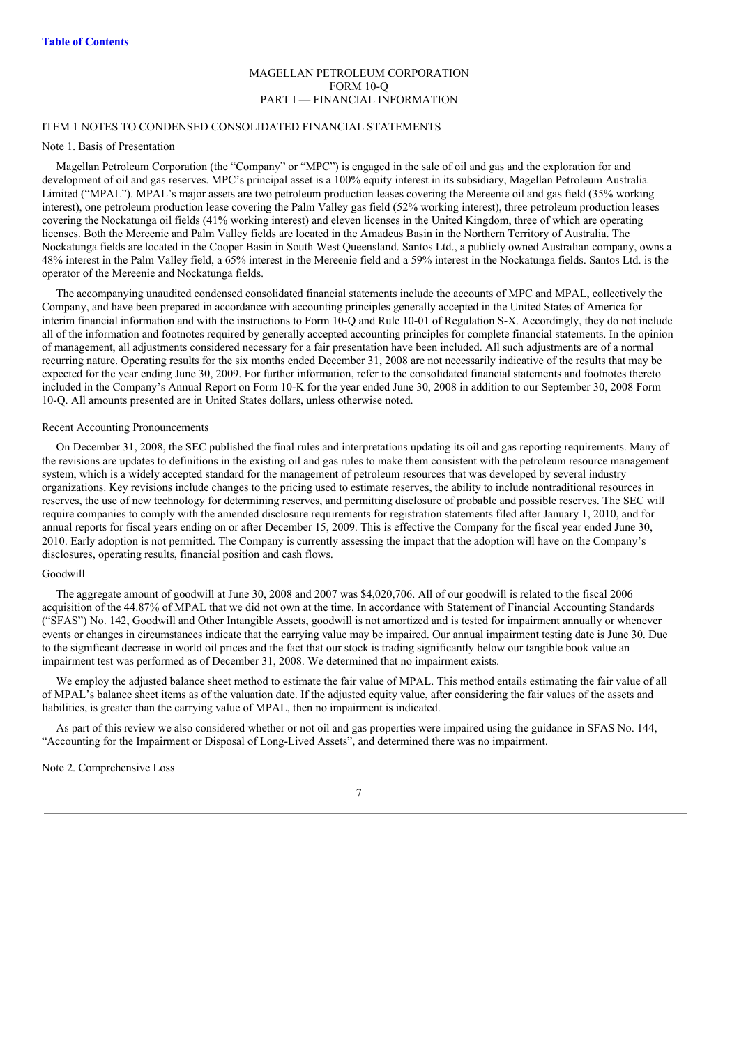MAGELLAN PETROLEUM CORPORATION
FORM 10-Q
PART I — FINANCIAL INFORMATION

ITEM 1 NOTES TO CONDENSED CONSOLIDATED FINANCIAL STATEMENTS

Note 1. Basis of Presentation

Magellan Petroleum Corporation (the "Company" or "MPC") is engaged in the sale of oil and gas and the exploration for and development of oil and gas reserves. MPC's principal asset is a 100% equity interest in its subsidiary, Magellan Petroleum Australia Limited ("MPAL"). MPAL's major assets are two petroleum production leases covering the Mereenie oil and gas field (35% working interest), one petroleum production lease covering the Palm Valley gas field (52% working interest), three petroleum production leases covering the Nockatunga oil fields (41% working interest) and eleven licenses in the United Kingdom, three of which are operating licenses. Both the Mereenie and Palm Valley fields are located in the Amadeus Basin in the Northern Territory of Australia. The Nockatunga fields are located in the Cooper Basin in South West Queensland. Santos Ltd., a publicly owned Australian company, owns a 48% interest in the Palm Valley field, a 65% interest in the Mereenie field and a 59% interest in the Nockatunga fields. Santos Ltd. is the operator of the Mereenie and Nockatunga fields.

The accompanying unaudited condensed consolidated financial statements include the accounts of MPC and MPAL, collectively the Company, and have been prepared in accordance with accounting principles generally accepted in the United States of America for interim financial information and with the instructions to Form 10-Q and Rule 10-01 of Regulation S-X. Accordingly, they do not include all of the information and footnotes required by generally accepted accounting principles for complete financial statements. In the opinion of management, all adjustments considered necessary for a fair presentation have been included. All such adjustments are of a normal recurring nature. Operating results for the six months ended December 31, 2008 are not necessarily indicative of the results that may be expected for the year ending June 30, 2009. For further information, refer to the consolidated financial statements and footnotes thereto included in the Company's Annual Report on Form 10-K for the year ended June 30, 2008 in addition to our September 30, 2008 Form 10-Q. All amounts presented are in United States dollars, unless otherwise noted.

Recent Accounting Pronouncements

On December 31, 2008, the SEC published the final rules and interpretations updating its oil and gas reporting requirements. Many of the revisions are updates to definitions in the existing oil and gas rules to make them consistent with the petroleum resource management system, which is a widely accepted standard for the management of petroleum resources that was developed by several industry organizations. Key revisions include changes to the pricing used to estimate reserves, the ability to include nontraditional resources in reserves, the use of new technology for determining reserves, and permitting disclosure of probable and possible reserves. The SEC will require companies to comply with the amended disclosure requirements for registration statements filed after January 1, 2010, and for annual reports for fiscal years ending on or after December 15, 2009. This is effective the Company for the fiscal year ended June 30, 2010. Early adoption is not permitted. The Company is currently assessing the impact that the adoption will have on the Company's disclosures, operating results, financial position and cash flows.

Goodwill

The aggregate amount of goodwill at June 30, 2008 and 2007 was $4,020,706. All of our goodwill is related to the fiscal 2006 acquisition of the 44.87% of MPAL that we did not own at the time. In accordance with Statement of Financial Accounting Standards ("SFAS") No. 142, Goodwill and Other Intangible Assets, goodwill is not amortized and is tested for impairment annually or whenever events or changes in circumstances indicate that the carrying value may be impaired. Our annual impairment testing date is June 30. Due to the significant decrease in world oil prices and the fact that our stock is trading significantly below our tangible book value an impairment test was performed as of December 31, 2008. We determined that no impairment exists.

We employ the adjusted balance sheet method to estimate the fair value of MPAL. This method entails estimating the fair value of all of MPAL's balance sheet items as of the valuation date. If the adjusted equity value, after considering the fair values of the assets and liabilities, is greater than the carrying value of MPAL, then no impairment is indicated.

As part of this review we also considered whether or not oil and gas properties were impaired using the guidance in SFAS No. 144, "Accounting for the Impairment or Disposal of Long-Lived Assets", and determined there was no impairment.

Note 2. Comprehensive Loss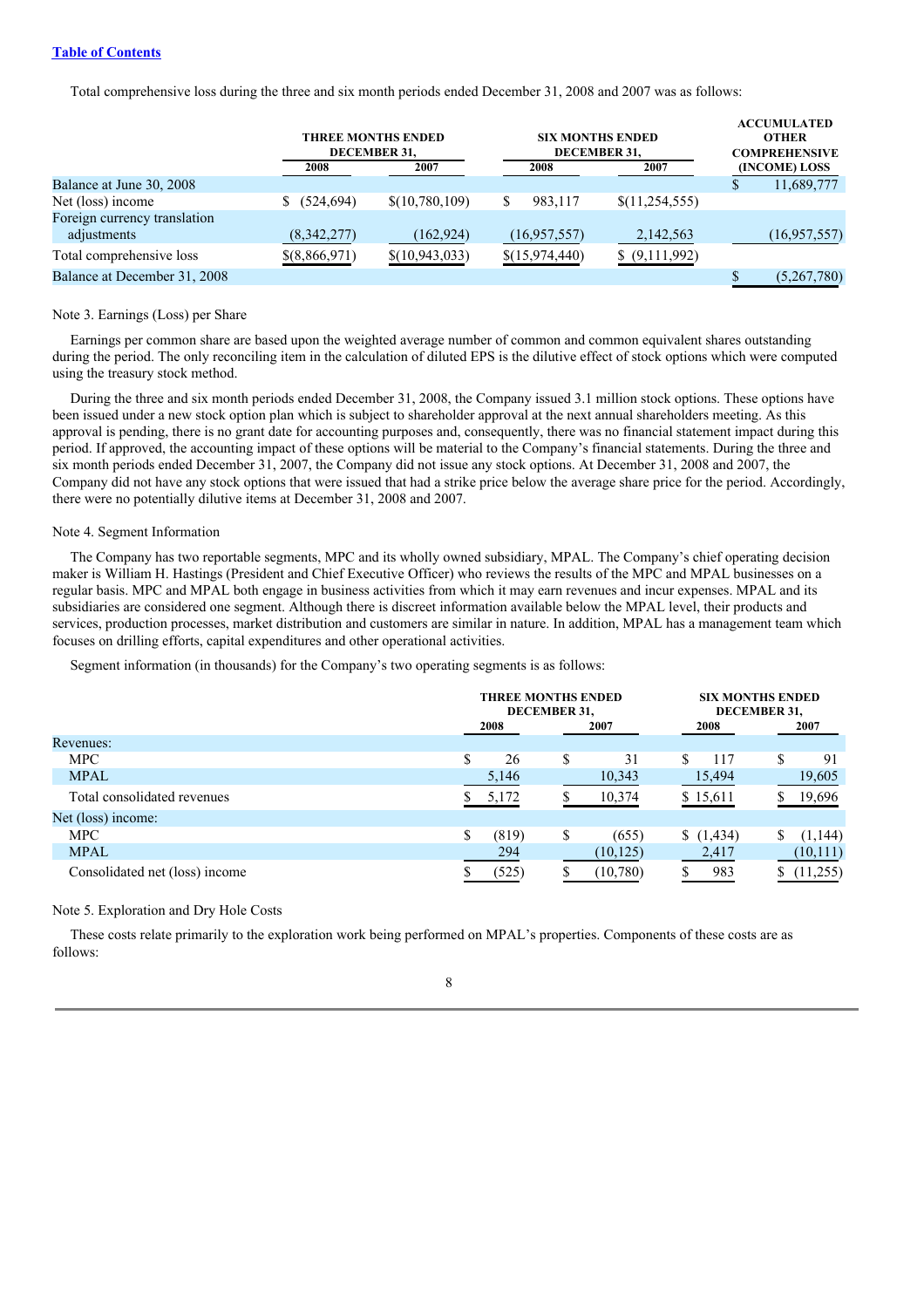Total comprehensive loss during the three and six month periods ended December 31, 2008 and 2007 was as follows:

| | THREE MONTHS ENDED DECEMBER 31, | | SIX MONTHS ENDED DECEMBER 31, | | ACCUMULATED OTHER COMPREHENSIVE (INCOME) LOSS |
|---|---|---|---|---|---|
| | 2008 | 2007 | 2008 | 2007 | |
| Balance at June 30, 2008 | | | | | $ 11,689,777 |
| Net (loss) income | $ (524,694) | $(10,780,109) | $ 983,117 | $(11,254,555) | |
| Foreign currency translation adjustments | (8,342,277) | (162,924) | (16,957,557) | 2,142,563 | (16,957,557) |
| Total comprehensive loss | $(8,866,971) | $(10,943,033) | $(15,974,440) | $ (9,111,992) | |
| Balance at December 31, 2008 | | | | | $ (5,267,780) |

Note 3. Earnings (Loss) per Share

Earnings per common share are based upon the weighted average number of common and common equivalent shares outstanding during the period. The only reconciling item in the calculation of diluted EPS is the dilutive effect of stock options which were computed using the treasury stock method.

During the three and six month periods ended December 31, 2008, the Company issued 3.1 million stock options. These options have been issued under a new stock option plan which is subject to shareholder approval at the next annual shareholders meeting. As this approval is pending, there is no grant date for accounting purposes and, consequently, there was no financial statement impact during this period. If approved, the accounting impact of these options will be material to the Company's financial statements. During the three and six month periods ended December 31, 2007, the Company did not issue any stock options. At December 31, 2008 and 2007, the Company did not have any stock options that were issued that had a strike price below the average share price for the period. Accordingly, there were no potentially dilutive items at December 31, 2008 and 2007.

Note 4. Segment Information

The Company has two reportable segments, MPC and its wholly owned subsidiary, MPAL. The Company's chief operating decision maker is William H. Hastings (President and Chief Executive Officer) who reviews the results of the MPC and MPAL businesses on a regular basis. MPC and MPAL both engage in business activities from which it may earn revenues and incur expenses. MPAL and its subsidiaries are considered one segment. Although there is discreet information available below the MPAL level, their products and services, production processes, market distribution and customers are similar in nature. In addition, MPAL has a management team which focuses on drilling efforts, capital expenditures and other operational activities.

Segment information (in thousands) for the Company's two operating segments is as follows:

| | THREE MONTHS ENDED DECEMBER 31, | | SIX MONTHS ENDED DECEMBER 31, | |
|---|---|---|---|---|
| | 2008 | 2007 | 2008 | 2007 |
| Revenues: | | | | |
| MPC | $ 26 | $ 31 | $ 117 | $ 91 |
| MPAL | 5,146 | 10,343 | 15,494 | 19,605 |
| Total consolidated revenues | $ 5,172 | $ 10,374 | $ 15,611 | $ 19,696 |
| Net (loss) income: | | | | |
| MPC | $ (819) | $ (655) | $ (1,434) | $ (1,144) |
| MPAL | 294 | (10,125) | 2,417 | (10,111) |
| Consolidated net (loss) income | $ (525) | $ (10,780) | $ 983 | $ (11,255) |

Note 5. Exploration and Dry Hole Costs

These costs relate primarily to the exploration work being performed on MPAL's properties. Components of these costs are as follows: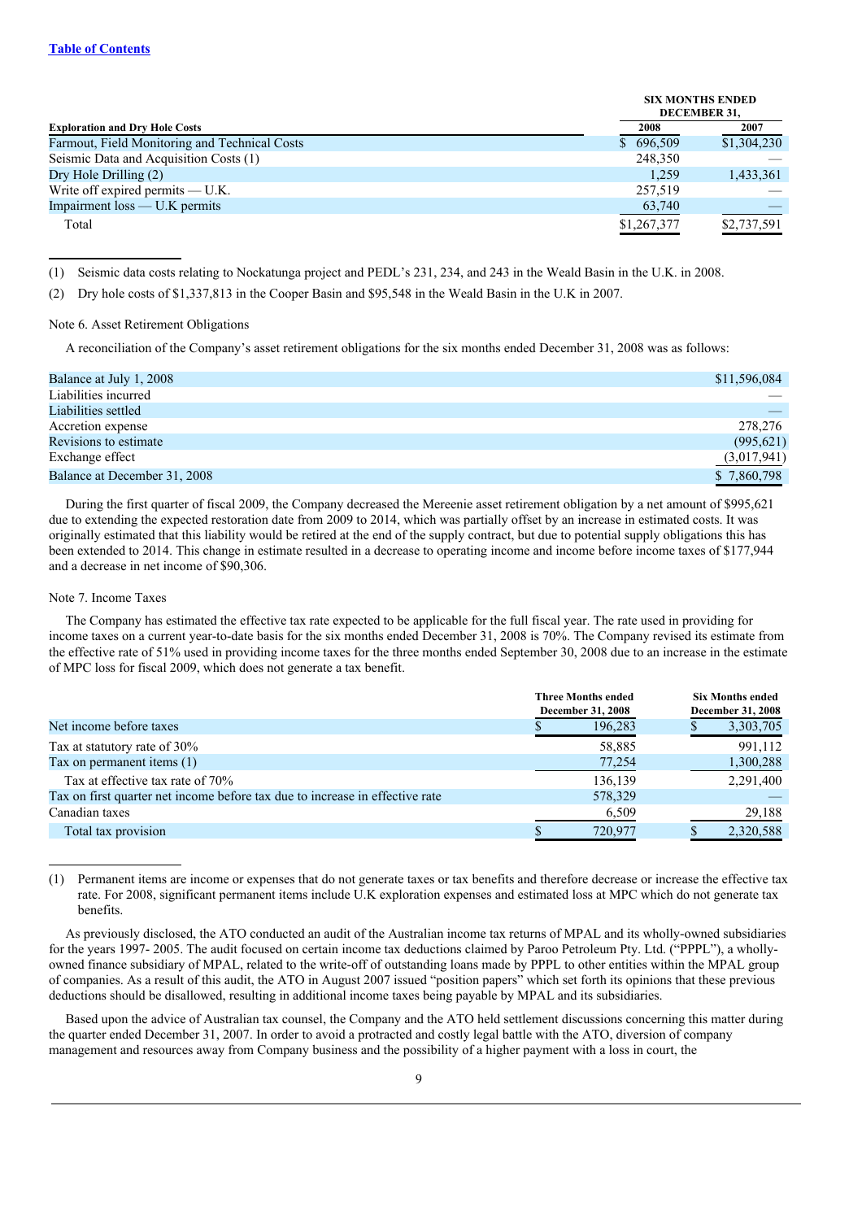[Table of Contents](#)

| Exploration and Dry Hole Costs | SIX MONTHS ENDED DECEMBER 31, 2008 | 2007 |
|---|---|---|
| Farmout, Field Monitoring and Technical Costs | $ 696,509 | $1,304,230 |
| Seismic Data and Acquisition Costs (1) | 248,350 | — |
| Dry Hole Drilling (2) | 1,259 | 1,433,361 |
| Write off expired permits — U.K. | 257,519 | — |
| Impairment loss — U.K permits | 63,740 | — |
| Total | $1,267,377 | $2,737,591 |

(1) Seismic data costs relating to Nockatunga project and PEDL's 231, 234, and 243 in the Weald Basin in the U.K. in 2008.

(2) Dry hole costs of $1,337,813 in the Cooper Basin and $95,548 in the Weald Basin in the U.K in 2007.

Note 6. Asset Retirement Obligations

A reconciliation of the Company's asset retirement obligations for the six months ended December 31, 2008 was as follows:

| | |
|---|---|
| Balance at July 1, 2008 | $11,596,084 |
| Liabilities incurred | — |
| Liabilities settled | — |
| Accretion expense | 278,276 |
| Revisions to estimate | (995,621) |
| Exchange effect | (3,017,941) |
| Balance at December 31, 2008 | $ 7,860,798 |

During the first quarter of fiscal 2009, the Company decreased the Mereenie asset retirement obligation by a net amount of $995,621 due to extending the expected restoration date from 2009 to 2014, which was partially offset by an increase in estimated costs. It was originally estimated that this liability would be retired at the end of the supply contract, but due to potential supply obligations this has been extended to 2014. This change in estimate resulted in a decrease to operating income and income before income taxes of $177,944 and a decrease in net income of $90,306.

Note 7. Income Taxes

The Company has estimated the effective tax rate expected to be applicable for the full fiscal year. The rate used in providing for income taxes on a current year-to-date basis for the six months ended December 31, 2008 is 70%. The Company revised its estimate from the effective rate of 51% used in providing income taxes for the three months ended September 30, 2008 due to an increase in the estimate of MPC loss for fiscal 2009, which does not generate a tax benefit.

| | Three Months ended December 31, 2008 | Six Months ended December 31, 2008 |
|---|---|---|
| Net income before taxes | $ 196,283 | $ 3,303,705 |
| Tax at statutory rate of 30% | 58,885 | 991,112 |
| Tax on permanent items (1) | 77,254 | 1,300,288 |
| Tax at effective tax rate of 70% | 136,139 | 2,291,400 |
| Tax on first quarter net income before tax due to increase in effective rate | 578,329 | — |
| Canadian taxes | 6,509 | 29,188 |
| Total tax provision | $ 720,977 | $ 2,320,588 |

(1) Permanent items are income or expenses that do not generate taxes or tax benefits and therefore decrease or increase the effective tax rate. For 2008, significant permanent items include U.K exploration expenses and estimated loss at MPC which do not generate tax benefits.

As previously disclosed, the ATO conducted an audit of the Australian income tax returns of MPAL and its wholly-owned subsidiaries for the years 1997- 2005. The audit focused on certain income tax deductions claimed by Paroo Petroleum Pty. Ltd. ("PPPL"), a wholly-owned finance subsidiary of MPAL, related to the write-off of outstanding loans made by PPPL to other entities within the MPAL group of companies. As a result of this audit, the ATO in August 2007 issued "position papers" which set forth its opinions that these previous deductions should be disallowed, resulting in additional income taxes being payable by MPAL and its subsidiaries.

Based upon the advice of Australian tax counsel, the Company and the ATO held settlement discussions concerning this matter during the quarter ended December 31, 2007. In order to avoid a protracted and costly legal battle with the ATO, diversion of company management and resources away from Company business and the possibility of a higher payment with a loss in court, the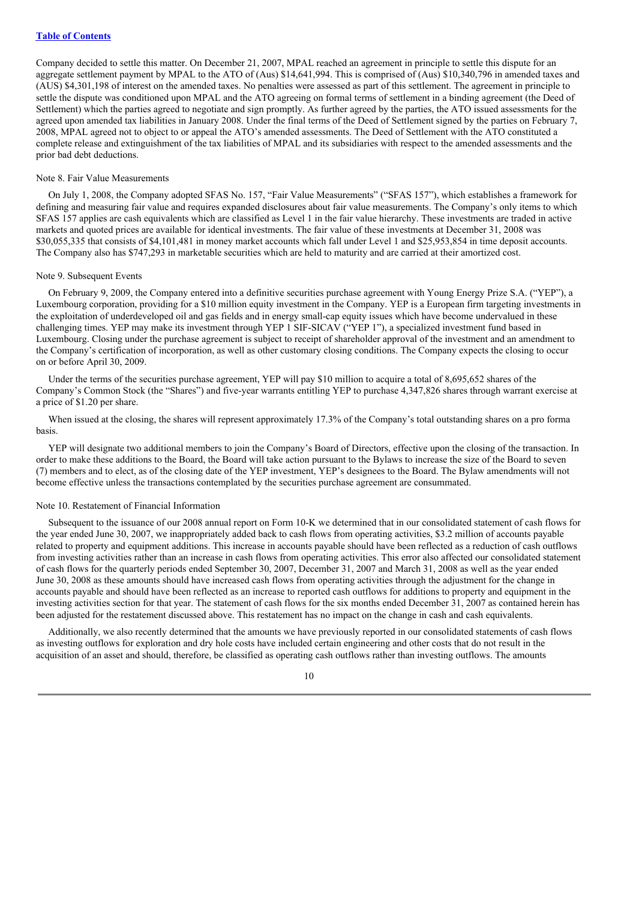Company decided to settle this matter. On December 21, 2007, MPAL reached an agreement in principle to settle this dispute for an aggregate settlement payment by MPAL to the ATO of (Aus) $14,641,994. This is comprised of (Aus) $10,340,796 in amended taxes and (AUS) $4,301,198 of interest on the amended taxes. No penalties were assessed as part of this settlement. The agreement in principle to settle the dispute was conditioned upon MPAL and the ATO agreeing on formal terms of settlement in a binding agreement (the Deed of Settlement) which the parties agreed to negotiate and sign promptly. As further agreed by the parties, the ATO issued assessments for the agreed upon amended tax liabilities in January 2008. Under the final terms of the Deed of Settlement signed by the parties on February 7, 2008, MPAL agreed not to object to or appeal the ATO's amended assessments. The Deed of Settlement with the ATO constituted a complete release and extinguishment of the tax liabilities of MPAL and its subsidiaries with respect to the amended assessments and the prior bad debt deductions.

Note 8. Fair Value Measurements

On July 1, 2008, the Company adopted SFAS No. 157, "Fair Value Measurements" ("SFAS 157"), which establishes a framework for defining and measuring fair value and requires expanded disclosures about fair value measurements. The Company's only items to which SFAS 157 applies are cash equivalents which are classified as Level 1 in the fair value hierarchy. These investments are traded in active markets and quoted prices are available for identical investments. The fair value of these investments at December 31, 2008 was $30,055,335 that consists of $4,101,481 in money market accounts which fall under Level 1 and $25,953,854 in time deposit accounts. The Company also has $747,293 in marketable securities which are held to maturity and are carried at their amortized cost.

Note 9. Subsequent Events

On February 9, 2009, the Company entered into a definitive securities purchase agreement with Young Energy Prize S.A. ("YEP"), a Luxembourg corporation, providing for a $10 million equity investment in the Company. YEP is a European firm targeting investments in the exploitation of underdeveloped oil and gas fields and in energy small-cap equity issues which have become undervalued in these challenging times. YEP may make its investment through YEP 1 SIF-SICAV ("YEP 1"), a specialized investment fund based in Luxembourg. Closing under the purchase agreement is subject to receipt of shareholder approval of the investment and an amendment to the Company's certification of incorporation, as well as other customary closing conditions. The Company expects the closing to occur on or before April 30, 2009.

Under the terms of the securities purchase agreement, YEP will pay $10 million to acquire a total of 8,695,652 shares of the Company's Common Stock (the "Shares") and five-year warrants entitling YEP to purchase 4,347,826 shares through warrant exercise at a price of $1.20 per share.

When issued at the closing, the shares will represent approximately 17.3% of the Company's total outstanding shares on a pro forma basis.

YEP will designate two additional members to join the Company's Board of Directors, effective upon the closing of the transaction. In order to make these additions to the Board, the Board will take action pursuant to the Bylaws to increase the size of the Board to seven (7) members and to elect, as of the closing date of the YEP investment, YEP's designees to the Board. The Bylaw amendments will not become effective unless the transactions contemplated by the securities purchase agreement are consummated.

Note 10. Restatement of Financial Information

Subsequent to the issuance of our 2008 annual report on Form 10-K we determined that in our consolidated statement of cash flows for the year ended June 30, 2007, we inappropriately added back to cash flows from operating activities, $3.2 million of accounts payable related to property and equipment additions. This increase in accounts payable should have been reflected as a reduction of cash outflows from investing activities rather than an increase in cash flows from operating activities. This error also affected our consolidated statement of cash flows for the quarterly periods ended September 30, 2007, December 31, 2007 and March 31, 2008 as well as the year ended June 30, 2008 as these amounts should have increased cash flows from operating activities through the adjustment for the change in accounts payable and should have been reflected as an increase to reported cash outflows for additions to property and equipment in the investing activities section for that year. The statement of cash flows for the six months ended December 31, 2007 as contained herein has been adjusted for the restatement discussed above. This restatement has no impact on the change in cash and cash equivalents.

Additionally, we also recently determined that the amounts we have previously reported in our consolidated statements of cash flows as investing outflows for exploration and dry hole costs have included certain engineering and other costs that do not result in the acquisition of an asset and should, therefore, be classified as operating cash outflows rather than investing outflows. The amounts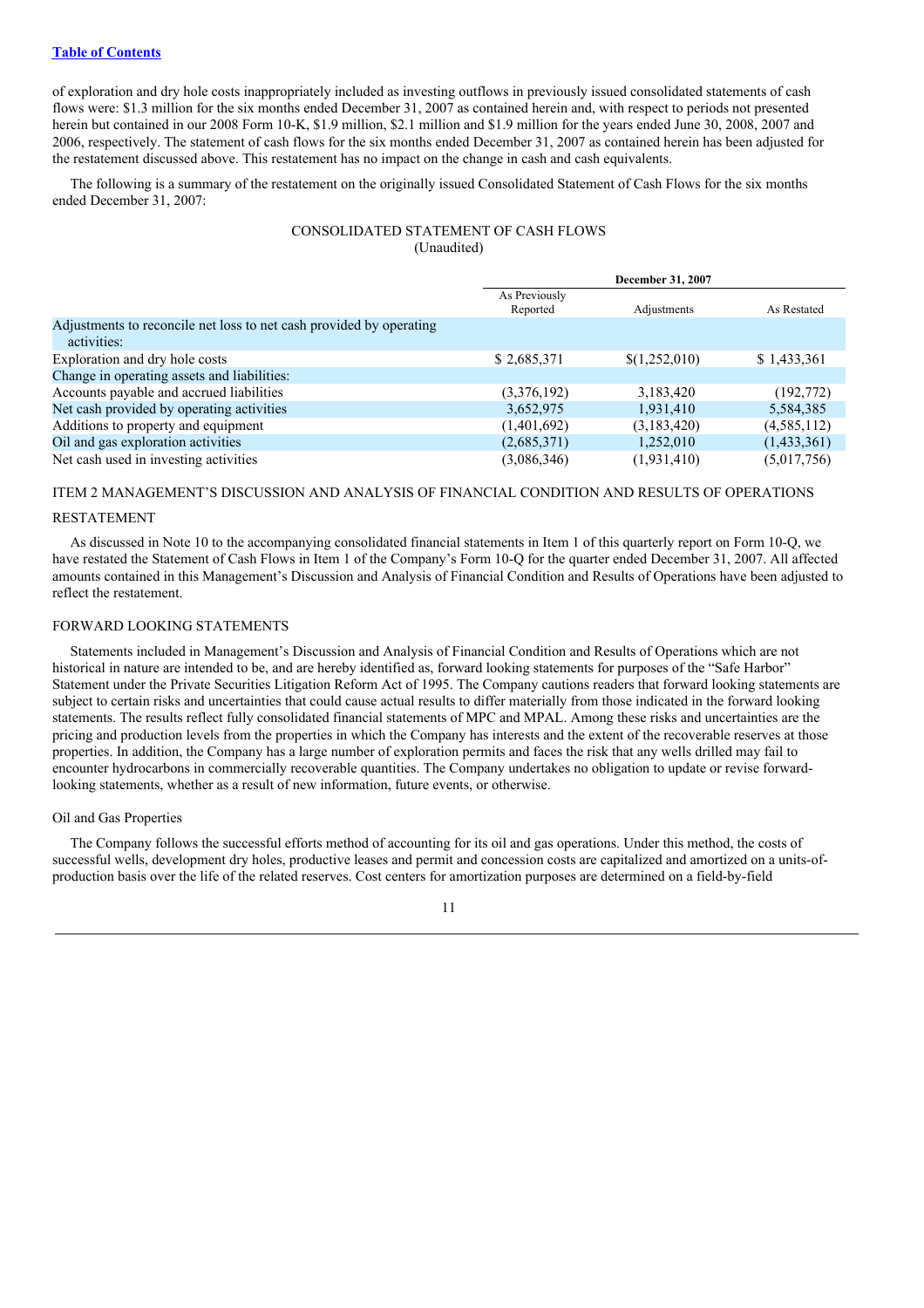[Table of Contents](#)

of exploration and dry hole costs inappropriately included as investing outflows in previously issued consolidated statements of cash flows were: $1.3 million for the six months ended December 31, 2007 as contained herein and, with respect to periods not presented herein but contained in our 2008 Form 10-K, $1.9 million, $2.1 million and $1.9 million for the years ended June 30, 2008, 2007 and 2006, respectively. The statement of cash flows for the six months ended December 31, 2007 as contained herein has been adjusted for the restatement discussed above. This restatement has no impact on the change in cash and cash equivalents.

The following is a summary of the restatement on the originally issued Consolidated Statement of Cash Flows for the six months ended December 31, 2007:

CONSOLIDATED STATEMENT OF CASH FLOWS
(Unaudited)

| | **December 31, 2007** | | |
|---|---|---|---|
| | As Previously Reported | Adjustments | As Restated |
| Adjustments to reconcile net loss to net cash provided by operating activities: | | | |
| Exploration and dry hole costs | $ 2,685,371 | $(1,252,010) | $ 1,433,361 |
| Change in operating assets and liabilities: | | | |
| Accounts payable and accrued liabilities | (3,376,192) | 3,183,420 | (192,772) |
| Net cash provided by operating activities | 3,652,975 | 1,931,410 | 5,584,385 |
| Additions to property and equipment | (1,401,692) | (3,183,420) | (4,585,112) |
| Oil and gas exploration activities | (2,685,371) | 1,252,010 | (1,433,361) |
| Net cash used in investing activities | (3,086,346) | (1,931,410) | (5,017,756) |

## ITEM 2 MANAGEMENT'S DISCUSSION AND ANALYSIS OF FINANCIAL CONDITION AND RESULTS OF OPERATIONS

### RESTATEMENT

As discussed in Note 10 to the accompanying consolidated financial statements in Item 1 of this quarterly report on Form 10-Q, we have restated the Statement of Cash Flows in Item 1 of the Company's Form 10-Q for the quarter ended December 31, 2007. All affected amounts contained in this Management's Discussion and Analysis of Financial Condition and Results of Operations have been adjusted to reflect the restatement.

### FORWARD LOOKING STATEMENTS

Statements included in Management's Discussion and Analysis of Financial Condition and Results of Operations which are not historical in nature are intended to be, and are hereby identified as, forward looking statements for purposes of the "Safe Harbor" Statement under the Private Securities Litigation Reform Act of 1995. The Company cautions readers that forward looking statements are subject to certain risks and uncertainties that could cause actual results to differ materially from those indicated in the forward looking statements. The results reflect fully consolidated financial statements of MPC and MPAL. Among these risks and uncertainties are the pricing and production levels from the properties in which the Company has interests and the extent of the recoverable reserves at those properties. In addition, the Company has a large number of exploration permits and faces the risk that any wells drilled may fail to encounter hydrocarbons in commercially recoverable quantities. The Company undertakes no obligation to update or revise forward-looking statements, whether as a result of new information, future events, or otherwise.

### Oil and Gas Properties

The Company follows the successful efforts method of accounting for its oil and gas operations. Under this method, the costs of successful wells, development dry holes, productive leases and permit and concession costs are capitalized and amortized on a units-of-production basis over the life of the related reserves. Cost centers for amortization purposes are determined on a field-by-field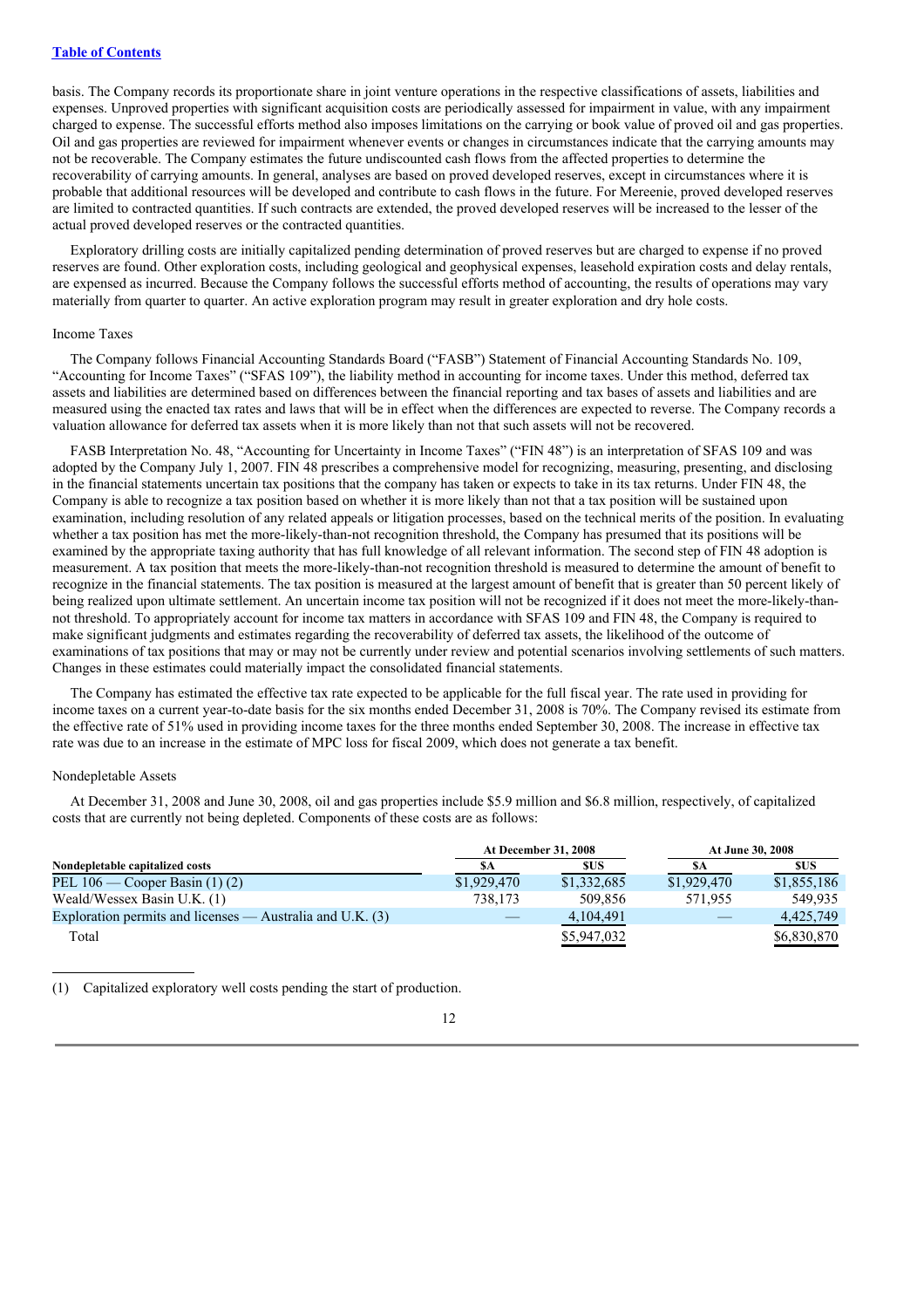basis. The Company records its proportionate share in joint venture operations in the respective classifications of assets, liabilities and expenses. Unproved properties with significant acquisition costs are periodically assessed for impairment in value, with any impairment charged to expense. The successful efforts method also imposes limitations on the carrying or book value of proved oil and gas properties. Oil and gas properties are reviewed for impairment whenever events or changes in circumstances indicate that the carrying amounts may not be recoverable. The Company estimates the future undiscounted cash flows from the affected properties to determine the recoverability of carrying amounts. In general, analyses are based on proved developed reserves, except in circumstances where it is probable that additional resources will be developed and contribute to cash flows in the future. For Mereenie, proved developed reserves are limited to contracted quantities. If such contracts are extended, the proved developed reserves will be increased to the lesser of the actual proved developed reserves or the contracted quantities.

Exploratory drilling costs are initially capitalized pending determination of proved reserves but are charged to expense if no proved reserves are found. Other exploration costs, including geological and geophysical expenses, leasehold expiration costs and delay rentals, are expensed as incurred. Because the Company follows the successful efforts method of accounting, the results of operations may vary materially from quarter to quarter. An active exploration program may result in greater exploration and dry hole costs.

Income Taxes

The Company follows Financial Accounting Standards Board ("FASB") Statement of Financial Accounting Standards No. 109, "Accounting for Income Taxes" ("SFAS 109"), the liability method in accounting for income taxes. Under this method, deferred tax assets and liabilities are determined based on differences between the financial reporting and tax bases of assets and liabilities and are measured using the enacted tax rates and laws that will be in effect when the differences are expected to reverse. The Company records a valuation allowance for deferred tax assets when it is more likely than not that such assets will not be recovered.

FASB Interpretation No. 48, "Accounting for Uncertainty in Income Taxes" ("FIN 48") is an interpretation of SFAS 109 and was adopted by the Company July 1, 2007. FIN 48 prescribes a comprehensive model for recognizing, measuring, presenting, and disclosing in the financial statements uncertain tax positions that the company has taken or expects to take in its tax returns. Under FIN 48, the Company is able to recognize a tax position based on whether it is more likely than not that a tax position will be sustained upon examination, including resolution of any related appeals or litigation processes, based on the technical merits of the position. In evaluating whether a tax position has met the more-likely-than-not recognition threshold, the Company has presumed that its positions will be examined by the appropriate taxing authority that has full knowledge of all relevant information. The second step of FIN 48 adoption is measurement. A tax position that meets the more-likely-than-not recognition threshold is measured to determine the amount of benefit to recognize in the financial statements. The tax position is measured at the largest amount of benefit that is greater than 50 percent likely of being realized upon ultimate settlement. An uncertain income tax position will not be recognized if it does not meet the more-likely-than-not threshold. To appropriately account for income tax matters in accordance with SFAS 109 and FIN 48, the Company is required to make significant judgments and estimates regarding the recoverability of deferred tax assets, the likelihood of the outcome of examinations of tax positions that may or may not be currently under review and potential scenarios involving settlements of such matters. Changes in these estimates could materially impact the consolidated financial statements.

The Company has estimated the effective tax rate expected to be applicable for the full fiscal year. The rate used in providing for income taxes on a current year-to-date basis for the six months ended December 31, 2008 is 70%. The Company revised its estimate from the effective rate of 51% used in providing income taxes for the three months ended September 30, 2008. The increase in effective tax rate was due to an increase in the estimate of MPC loss for fiscal 2009, which does not generate a tax benefit.

Nondepletable Assets

At December 31, 2008 and June 30, 2008, oil and gas properties include $5.9 million and $6.8 million, respectively, of capitalized costs that are currently not being depleted. Components of these costs are as follows:

| | At December 31, 2008 | | At June 30, 2008 | |
|---|---|---|---|---|
| **Nondepletable capitalized costs** | **$A** | **$US** | **$A** | **$US** |
| PEL 106 — Cooper Basin (1) (2) | $1,929,470 | $1,332,685 | $1,929,470 | $1,855,186 |
| Weald/Wessex Basin U.K. (1) | 738,173 | 509,856 | 571,955 | 549,935 |
| Exploration permits and licenses — Australia and U.K. (3) | — | 4,104,491 | — | 4,425,749 |
| Total | | $5,947,032 | | $6,830,870 |

(1) Capitalized exploratory well costs pending the start of production.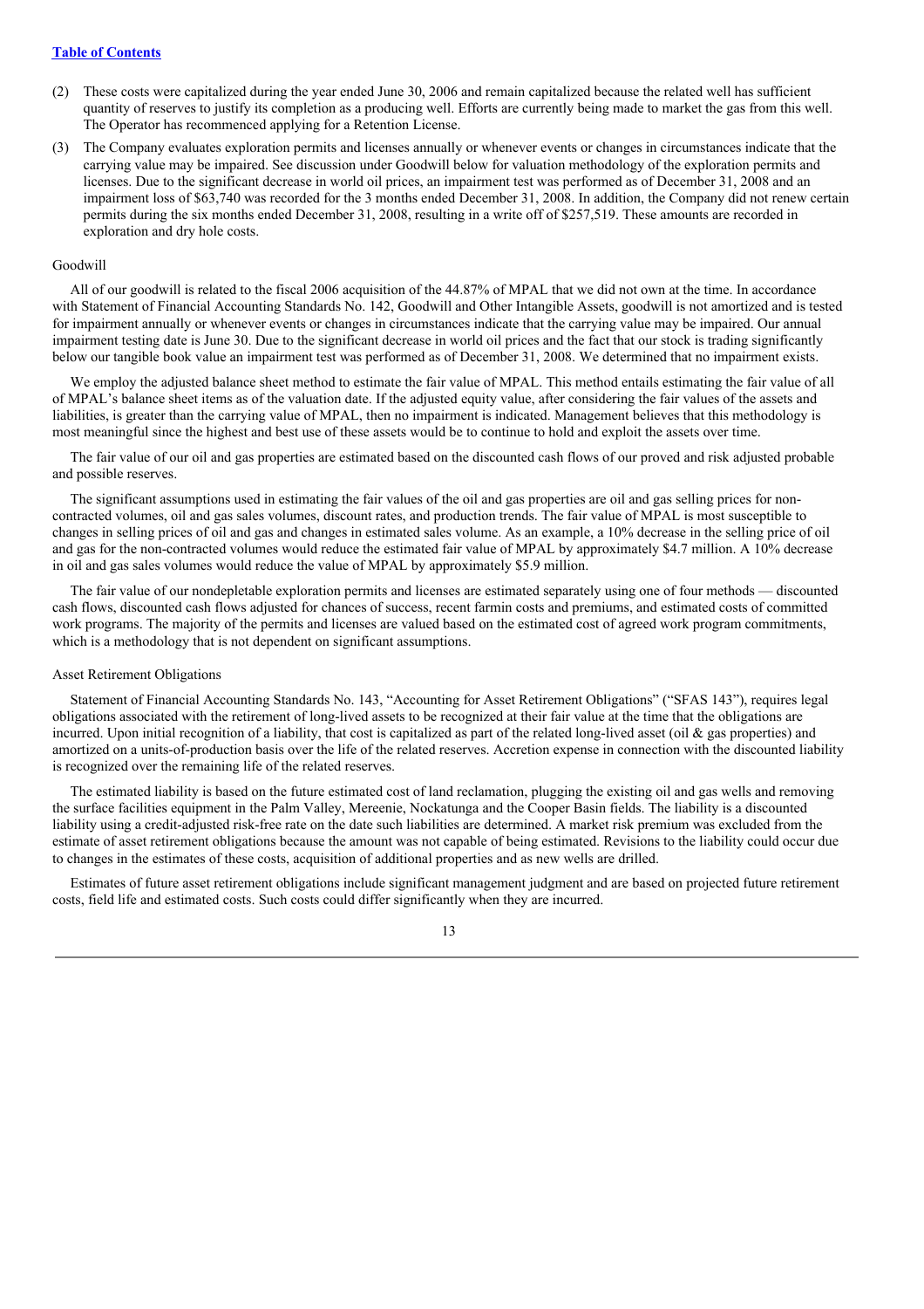[Table of Contents](#)

(2) These costs were capitalized during the year ended June 30, 2006 and remain capitalized because the related well has sufficient quantity of reserves to justify its completion as a producing well. Efforts are currently being made to market the gas from this well. The Operator has recommenced applying for a Retention License.

(3) The Company evaluates exploration permits and licenses annually or whenever events or changes in circumstances indicate that the carrying value may be impaired. See discussion under Goodwill below for valuation methodology of the exploration permits and licenses. Due to the significant decrease in world oil prices, an impairment test was performed as of December 31, 2008 and an impairment loss of $63,740 was recorded for the 3 months ended December 31, 2008. In addition, the Company did not renew certain permits during the six months ended December 31, 2008, resulting in a write off of $257,519. These amounts are recorded in exploration and dry hole costs.

Goodwill

All of our goodwill is related to the fiscal 2006 acquisition of the 44.87% of MPAL that we did not own at the time. In accordance with Statement of Financial Accounting Standards No. 142, Goodwill and Other Intangible Assets, goodwill is not amortized and is tested for impairment annually or whenever events or changes in circumstances indicate that the carrying value may be impaired. Our annual impairment testing date is June 30. Due to the significant decrease in world oil prices and the fact that our stock is trading significantly below our tangible book value an impairment test was performed as of December 31, 2008. We determined that no impairment exists.

We employ the adjusted balance sheet method to estimate the fair value of MPAL. This method entails estimating the fair value of all of MPAL's balance sheet items as of the valuation date. If the adjusted equity value, after considering the fair values of the assets and liabilities, is greater than the carrying value of MPAL, then no impairment is indicated. Management believes that this methodology is most meaningful since the highest and best use of these assets would be to continue to hold and exploit the assets over time.

The fair value of our oil and gas properties are estimated based on the discounted cash flows of our proved and risk adjusted probable and possible reserves.

The significant assumptions used in estimating the fair values of the oil and gas properties are oil and gas selling prices for non-contracted volumes, oil and gas sales volumes, discount rates, and production trends. The fair value of MPAL is most susceptible to changes in selling prices of oil and gas and changes in estimated sales volume. As an example, a 10% decrease in the selling price of oil and gas for the non-contracted volumes would reduce the estimated fair value of MPAL by approximately $4.7 million. A 10% decrease in oil and gas sales volumes would reduce the value of MPAL by approximately $5.9 million.

The fair value of our nondepletable exploration permits and licenses are estimated separately using one of four methods — discounted cash flows, discounted cash flows adjusted for chances of success, recent farmin costs and premiums, and estimated costs of committed work programs. The majority of the permits and licenses are valued based on the estimated cost of agreed work program commitments, which is a methodology that is not dependent on significant assumptions.

Asset Retirement Obligations

Statement of Financial Accounting Standards No. 143, "Accounting for Asset Retirement Obligations" ("SFAS 143"), requires legal obligations associated with the retirement of long-lived assets to be recognized at their fair value at the time that the obligations are incurred. Upon initial recognition of a liability, that cost is capitalized as part of the related long-lived asset (oil & gas properties) and amortized on a units-of-production basis over the life of the related reserves. Accretion expense in connection with the discounted liability is recognized over the remaining life of the related reserves.

The estimated liability is based on the future estimated cost of land reclamation, plugging the existing oil and gas wells and removing the surface facilities equipment in the Palm Valley, Mereenie, Nockatunga and the Cooper Basin fields. The liability is a discounted liability using a credit-adjusted risk-free rate on the date such liabilities are determined. A market risk premium was excluded from the estimate of asset retirement obligations because the amount was not capable of being estimated. Revisions to the liability could occur due to changes in the estimates of these costs, acquisition of additional properties and as new wells are drilled.

Estimates of future asset retirement obligations include significant management judgment and are based on projected future retirement costs, field life and estimated costs. Such costs could differ significantly when they are incurred.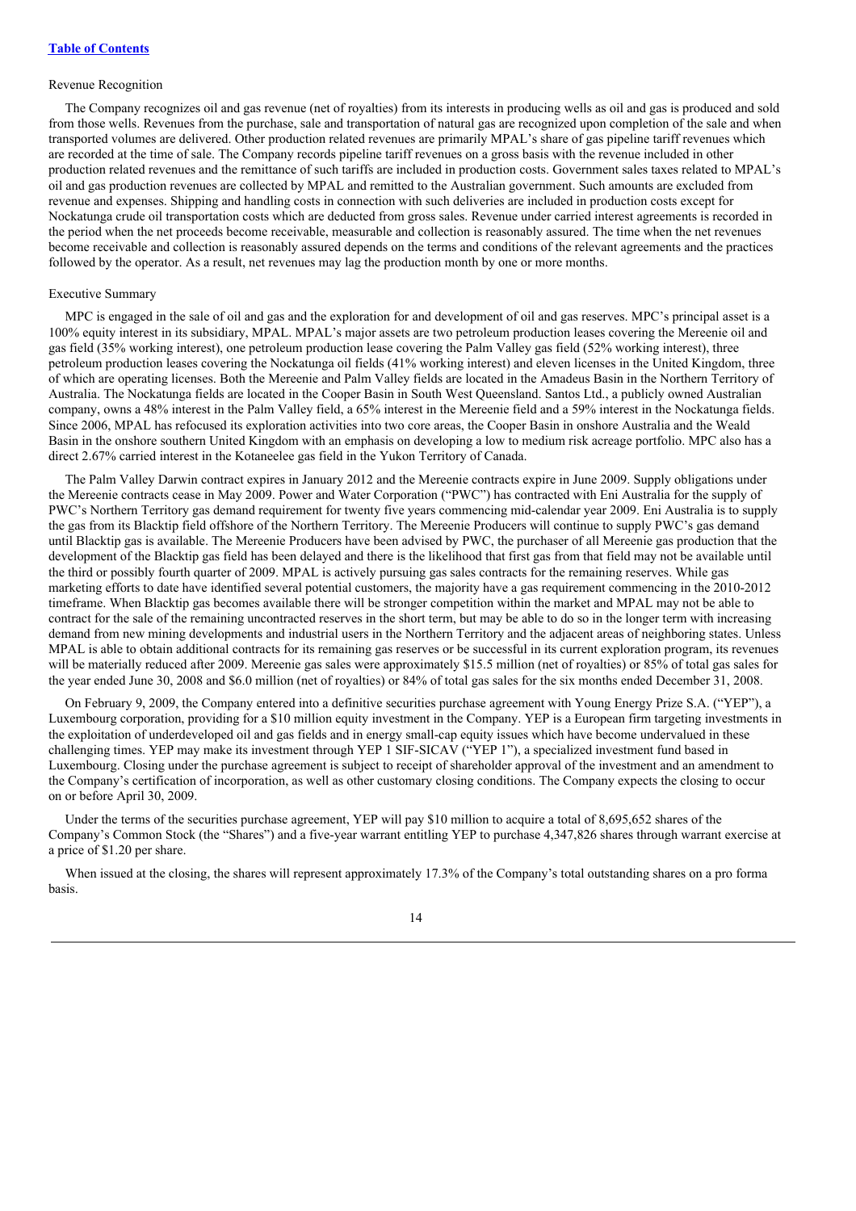Table of Contents

Revenue Recognition

The Company recognizes oil and gas revenue (net of royalties) from its interests in producing wells as oil and gas is produced and sold from those wells. Revenues from the purchase, sale and transportation of natural gas are recognized upon completion of the sale and when transported volumes are delivered. Other production related revenues are primarily MPAL's share of gas pipeline tariff revenues which are recorded at the time of sale. The Company records pipeline tariff revenues on a gross basis with the revenue included in other production related revenues and the remittance of such tariffs are included in production costs. Government sales taxes related to MPAL's oil and gas production revenues are collected by MPAL and remitted to the Australian government. Such amounts are excluded from revenue and expenses. Shipping and handling costs in connection with such deliveries are included in production costs except for Nockatunga crude oil transportation costs which are deducted from gross sales. Revenue under carried interest agreements is recorded in the period when the net proceeds become receivable, measurable and collection is reasonably assured. The time when the net revenues become receivable and collection is reasonably assured depends on the terms and conditions of the relevant agreements and the practices followed by the operator. As a result, net revenues may lag the production month by one or more months.

Executive Summary

MPC is engaged in the sale of oil and gas and the exploration for and development of oil and gas reserves. MPC's principal asset is a 100% equity interest in its subsidiary, MPAL. MPAL's major assets are two petroleum production leases covering the Mereenie oil and gas field (35% working interest), one petroleum production lease covering the Palm Valley gas field (52% working interest), three petroleum production leases covering the Nockatunga oil fields (41% working interest) and eleven licenses in the United Kingdom, three of which are operating licenses. Both the Mereenie and Palm Valley fields are located in the Amadeus Basin in the Northern Territory of Australia. The Nockatunga fields are located in the Cooper Basin in South West Queensland. Santos Ltd., a publicly owned Australian company, owns a 48% interest in the Palm Valley field, a 65% interest in the Mereenie field and a 59% interest in the Nockatunga fields. Since 2006, MPAL has refocused its exploration activities into two core areas, the Cooper Basin in onshore Australia and the Weald Basin in the onshore southern United Kingdom with an emphasis on developing a low to medium risk acreage portfolio. MPC also has a direct 2.67% carried interest in the Kotaneelee gas field in the Yukon Territory of Canada.

The Palm Valley Darwin contract expires in January 2012 and the Mereenie contracts expire in June 2009. Supply obligations under the Mereenie contracts cease in May 2009. Power and Water Corporation ("PWC") has contracted with Eni Australia for the supply of PWC's Northern Territory gas demand requirement for twenty five years commencing mid-calendar year 2009. Eni Australia is to supply the gas from its Blacktip field offshore of the Northern Territory. The Mereenie Producers will continue to supply PWC's gas demand until Blacktip gas is available. The Mereenie Producers have been advised by PWC, the purchaser of all Mereenie gas production that the development of the Blacktip gas field has been delayed and there is the likelihood that first gas from that field may not be available until the third or possibly fourth quarter of 2009. MPAL is actively pursuing gas sales contracts for the remaining reserves. While gas marketing efforts to date have identified several potential customers, the majority have a gas requirement commencing in the 2010-2012 timeframe. When Blacktip gas becomes available there will be stronger competition within the market and MPAL may not be able to contract for the sale of the remaining uncontracted reserves in the short term, but may be able to do so in the longer term with increasing demand from new mining developments and industrial users in the Northern Territory and the adjacent areas of neighboring states. Unless MPAL is able to obtain additional contracts for its remaining gas reserves or be successful in its current exploration program, its revenues will be materially reduced after 2009. Mereenie gas sales were approximately $15.5 million (net of royalties) or 85% of total gas sales for the year ended June 30, 2008 and $6.0 million (net of royalties) or 84% of total gas sales for the six months ended December 31, 2008.

On February 9, 2009, the Company entered into a definitive securities purchase agreement with Young Energy Prize S.A. ("YEP"), a Luxembourg corporation, providing for a $10 million equity investment in the Company. YEP is a European firm targeting investments in the exploitation of underdeveloped oil and gas fields and in energy small-cap equity issues which have become undervalued in these challenging times. YEP may make its investment through YEP 1 SIF-SICAV ("YEP 1"), a specialized investment fund based in Luxembourg. Closing under the purchase agreement is subject to receipt of shareholder approval of the investment and an amendment to the Company's certification of incorporation, as well as other customary closing conditions. The Company expects the closing to occur on or before April 30, 2009.

Under the terms of the securities purchase agreement, YEP will pay $10 million to acquire a total of 8,695,652 shares of the Company's Common Stock (the "Shares") and a five-year warrant entitling YEP to purchase 4,347,826 shares through warrant exercise at a price of $1.20 per share.

When issued at the closing, the shares will represent approximately 17.3% of the Company's total outstanding shares on a pro forma basis.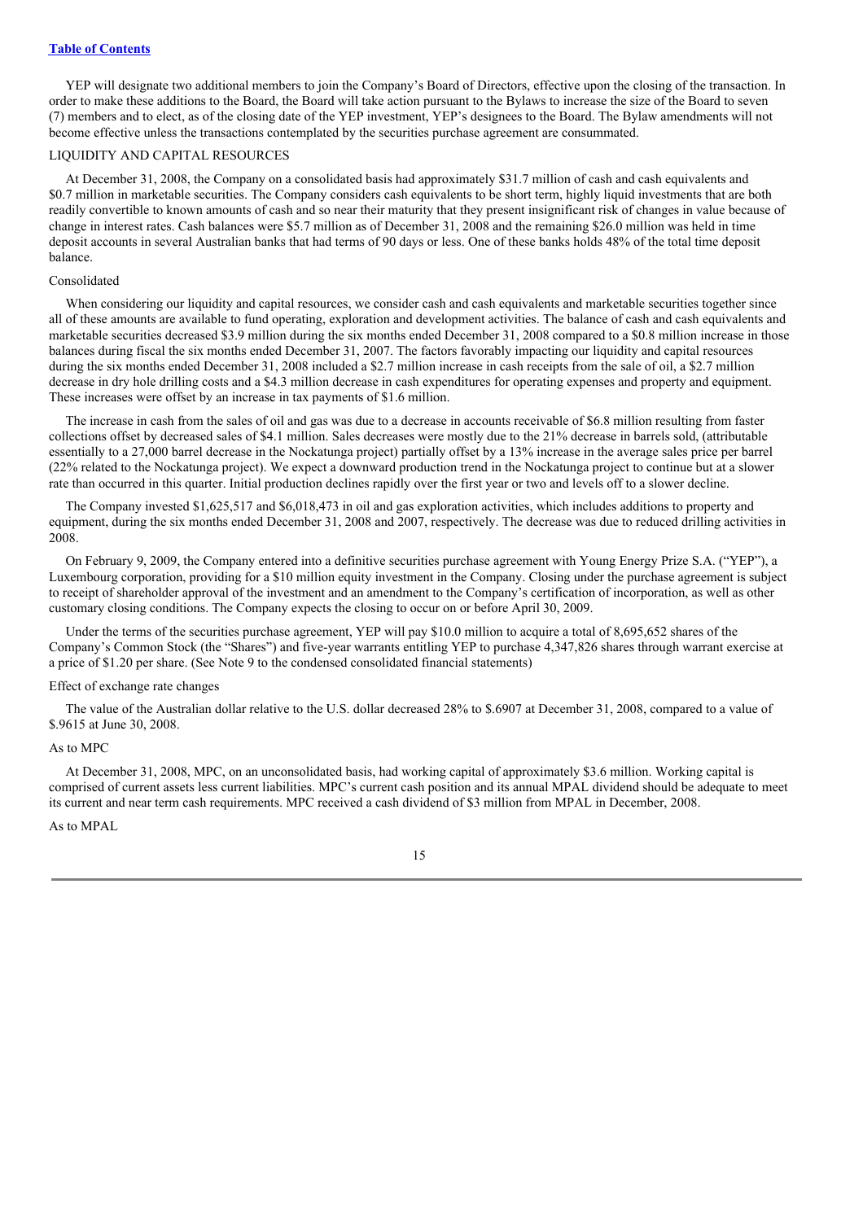YEP will designate two additional members to join the Company's Board of Directors, effective upon the closing of the transaction. In order to make these additions to the Board, the Board will take action pursuant to the Bylaws to increase the size of the Board to seven (7) members and to elect, as of the closing date of the YEP investment, YEP's designees to the Board. The Bylaw amendments will not become effective unless the transactions contemplated by the securities purchase agreement are consummated.

## LIQUIDITY AND CAPITAL RESOURCES

At December 31, 2008, the Company on a consolidated basis had approximately $31.7 million of cash and cash equivalents and $0.7 million in marketable securities. The Company considers cash equivalents to be short term, highly liquid investments that are both readily convertible to known amounts of cash and so near their maturity that they present insignificant risk of changes in value because of change in interest rates. Cash balances were $5.7 million as of December 31, 2008 and the remaining $26.0 million was held in time deposit accounts in several Australian banks that had terms of 90 days or less. One of these banks holds 48% of the total time deposit balance.

### Consolidated

When considering our liquidity and capital resources, we consider cash and cash equivalents and marketable securities together since all of these amounts are available to fund operating, exploration and development activities. The balance of cash and cash equivalents and marketable securities decreased $3.9 million during the six months ended December 31, 2008 compared to a $0.8 million increase in those balances during fiscal the six months ended December 31, 2007. The factors favorably impacting our liquidity and capital resources during the six months ended December 31, 2008 included a $2.7 million increase in cash receipts from the sale of oil, a $2.7 million decrease in dry hole drilling costs and a $4.3 million decrease in cash expenditures for operating expenses and property and equipment. These increases were offset by an increase in tax payments of $1.6 million.

The increase in cash from the sales of oil and gas was due to a decrease in accounts receivable of $6.8 million resulting from faster collections offset by decreased sales of $4.1 million. Sales decreases were mostly due to the 21% decrease in barrels sold, (attributable essentially to a 27,000 barrel decrease in the Nockatunga project) partially offset by a 13% increase in the average sales price per barrel (22% related to the Nockatunga project). We expect a downward production trend in the Nockatunga project to continue but at a slower rate than occurred in this quarter. Initial production declines rapidly over the first year or two and levels off to a slower decline.

The Company invested $1,625,517 and $6,018,473 in oil and gas exploration activities, which includes additions to property and equipment, during the six months ended December 31, 2008 and 2007, respectively. The decrease was due to reduced drilling activities in 2008.

On February 9, 2009, the Company entered into a definitive securities purchase agreement with Young Energy Prize S.A. ("YEP"), a Luxembourg corporation, providing for a $10 million equity investment in the Company. Closing under the purchase agreement is subject to receipt of shareholder approval of the investment and an amendment to the Company's certification of incorporation, as well as other customary closing conditions. The Company expects the closing to occur on or before April 30, 2009.

Under the terms of the securities purchase agreement, YEP will pay $10.0 million to acquire a total of 8,695,652 shares of the Company's Common Stock (the "Shares") and five-year warrants entitling YEP to purchase 4,347,826 shares through warrant exercise at a price of $1.20 per share. (See Note 9 to the condensed consolidated financial statements)

### Effect of exchange rate changes

The value of the Australian dollar relative to the U.S. dollar decreased 28% to $.6907 at December 31, 2008, compared to a value of $.9615 at June 30, 2008.

### As to MPC

At December 31, 2008, MPC, on an unconsolidated basis, had working capital of approximately $3.6 million. Working capital is comprised of current assets less current liabilities. MPC's current cash position and its annual MPAL dividend should be adequate to meet its current and near term cash requirements. MPC received a cash dividend of $3 million from MPAL in December, 2008.

### As to MPAL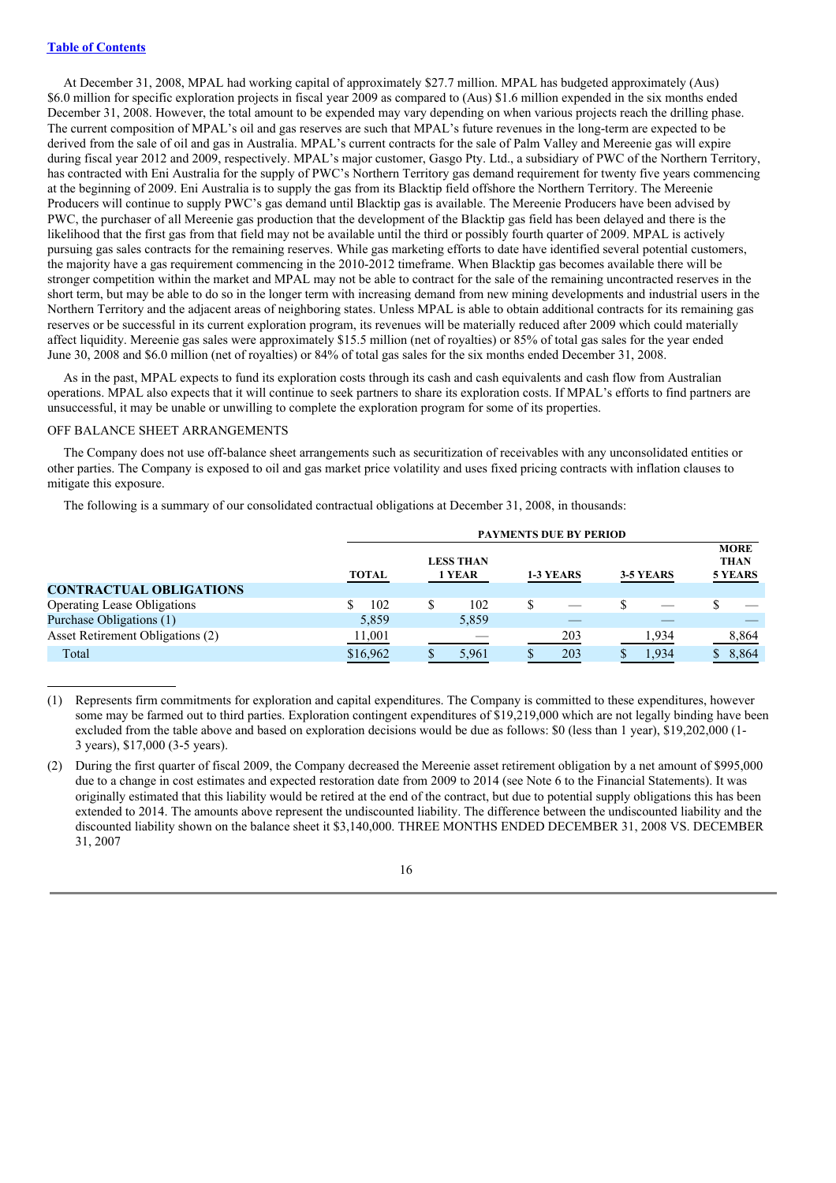[Table of Contents](#)

At December 31, 2008, MPAL had working capital of approximately $27.7 million. MPAL has budgeted approximately (Aus) $6.0 million for specific exploration projects in fiscal year 2009 as compared to (Aus) $1.6 million expended in the six months ended December 31, 2008. However, the total amount to be expended may vary depending on when various projects reach the drilling phase. The current composition of MPAL's oil and gas reserves are such that MPAL's future revenues in the long-term are expected to be derived from the sale of oil and gas in Australia. MPAL's current contracts for the sale of Palm Valley and Mereenie gas will expire during fiscal year 2012 and 2009, respectively. MPAL's major customer, Gasgo Pty. Ltd., a subsidiary of PWC of the Northern Territory, has contracted with Eni Australia for the supply of PWC's Northern Territory gas demand requirement for twenty five years commencing at the beginning of 2009. Eni Australia is to supply the gas from its Blacktip field offshore the Northern Territory. The Mereenie Producers will continue to supply PWC's gas demand until Blacktip gas is available. The Mereenie Producers have been advised by PWC, the purchaser of all Mereenie gas production that the development of the Blacktip gas field has been delayed and there is the likelihood that the first gas from that field may not be available until the third or possibly fourth quarter of 2009. MPAL is actively pursuing gas sales contracts for the remaining reserves. While gas marketing efforts to date have identified several potential customers, the majority have a gas requirement commencing in the 2010-2012 timeframe. When Blacktip gas becomes available there will be stronger competition within the market and MPAL may not be able to contract for the sale of the remaining uncontracted reserves in the short term, but may be able to do so in the longer term with increasing demand from new mining developments and industrial users in the Northern Territory and the adjacent areas of neighboring states. Unless MPAL is able to obtain additional contracts for its remaining gas reserves or be successful in its current exploration program, its revenues will be materially reduced after 2009 which could materially affect liquidity. Mereenie gas sales were approximately $15.5 million (net of royalties) or 85% of total gas sales for the year ended June 30, 2008 and $6.0 million (net of royalties) or 84% of total gas sales for the six months ended December 31, 2008.

As in the past, MPAL expects to fund its exploration costs through its cash and cash equivalents and cash flow from Australian operations. MPAL also expects that it will continue to seek partners to share its exploration costs. If MPAL's efforts to find partners are unsuccessful, it may be unable or unwilling to complete the exploration program for some of its properties.

OFF BALANCE SHEET ARRANGEMENTS

The Company does not use off-balance sheet arrangements such as securitization of receivables with any unconsolidated entities or other parties. The Company is exposed to oil and gas market price volatility and uses fixed pricing contracts with inflation clauses to mitigate this exposure.

The following is a summary of our consolidated contractual obligations at December 31, 2008, in thousands:

| | PAYMENTS DUE BY PERIOD | | | | |
|---|---|---|---|---|---|
| | TOTAL | LESS THAN 1 YEAR | 1-3 YEARS | 3-5 YEARS | MORE THAN 5 YEARS |
| **CONTRACTUAL OBLIGATIONS** | | | | | |
| Operating Lease Obligations | $ 102 | $ 102 | $ — | $ — | $ — |
| Purchase Obligations (1) | 5,859 | 5,859 | — | — | — |
| Asset Retirement Obligations (2) | 11,001 | — | 203 | 1,934 | 8,864 |
| Total | $16,962 | $ 5,961 | $ 203 | $ 1,934 | $ 8,864 |

(1) Represents firm commitments for exploration and capital expenditures. The Company is committed to these expenditures, however some may be farmed out to third parties. Exploration contingent expenditures of $19,219,000 which are not legally binding have been excluded from the table above and based on exploration decisions would be due as follows: $0 (less than 1 year), $19,202,000 (1-3 years), $17,000 (3-5 years).

(2) During the first quarter of fiscal 2009, the Company decreased the Mereenie asset retirement obligation by a net amount of $995,000 due to a change in cost estimates and expected restoration date from 2009 to 2014 (see Note 6 to the Financial Statements). It was originally estimated that this liability would be retired at the end of the contract, but due to potential supply obligations this has been extended to 2014. The amounts above represent the undiscounted liability. The difference between the undiscounted liability and the discounted liability shown on the balance sheet it $3,140,000. THREE MONTHS ENDED DECEMBER 31, 2008 VS. DECEMBER 31, 2007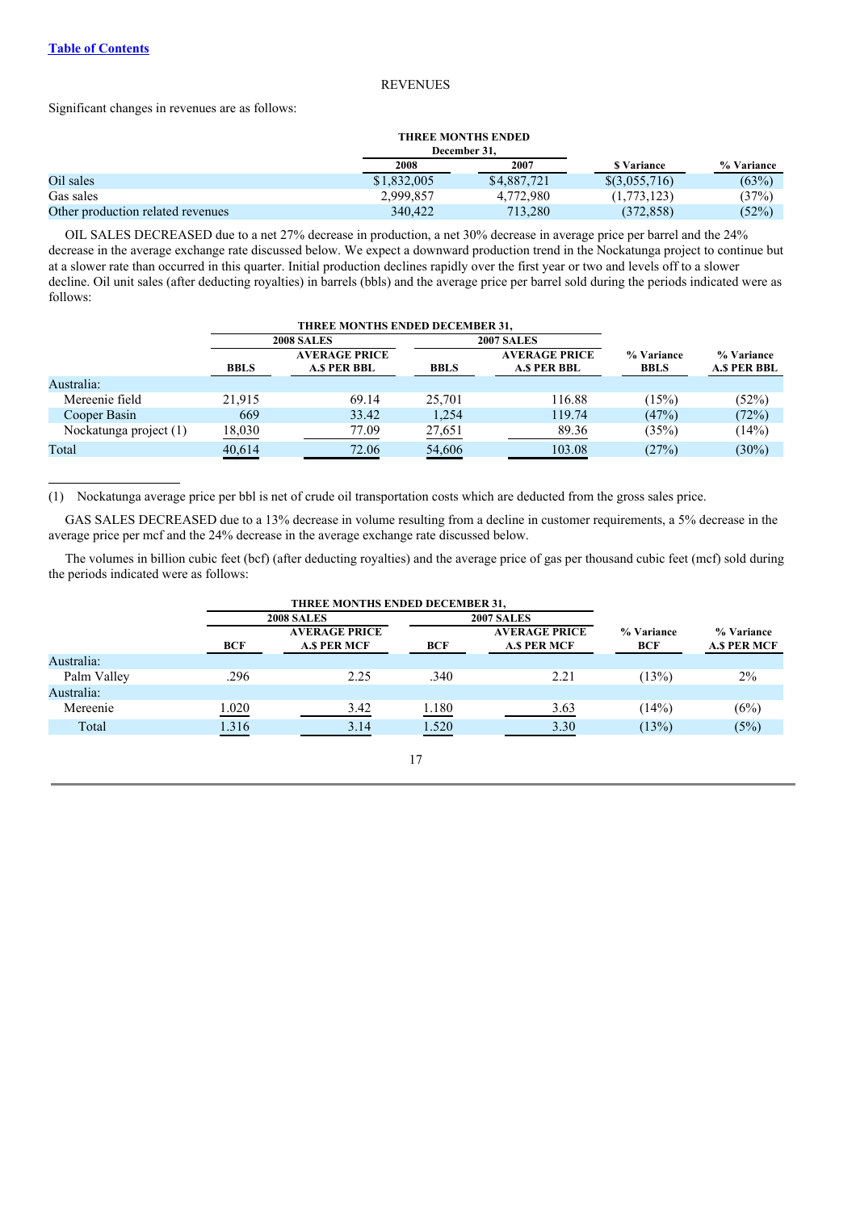Table of Contents

## REVENUES

Significant changes in revenues are as follows:

| | THREE MONTHS ENDED December 31, | | | |
|---|---|---|---|---|
| | 2008 | 2007 | $ Variance | % Variance |
| Oil sales | $1,832,005 | $4,887,721 | $(3,055,716) | (63%) |
| Gas sales | 2,999,857 | 4,772,980 | (1,773,123) | (37%) |
| Other production related revenues | 340,422 | 713,280 | (372,858) | (52%) |

OIL SALES DECREASED due to a net 27% decrease in production, a net 30% decrease in average price per barrel and the 24% decrease in the average exchange rate discussed below. We expect a downward production trend in the Nockatunga project to continue but at a slower rate than occurred in this quarter. Initial production declines rapidly over the first year or two and levels off to a slower decline. Oil unit sales (after deducting royalties) in barrels (bbls) and the average price per barrel sold during the periods indicated were as follows:

| | THREE MONTHS ENDED DECEMBER 31, | | | | | |
|---|---|---|---|---|---|---|
| | 2008 SALES | | 2007 SALES | | | |
| | BBLS | AVERAGE PRICE A.$ PER BBL | BBLS | AVERAGE PRICE A.$ PER BBL | % Variance BBLS | % Variance A.$ PER BBL |
| Australia: | | | | | | |
| Mereenie field | 21,915 | 69.14 | 25,701 | 116.88 | (15%) | (52%) |
| Cooper Basin | 669 | 33.42 | 1,254 | 119.74 | (47%) | (72%) |
| Nockatunga project (1) | 18,030 | 77.09 | 27,651 | 89.36 | (35%) | (14%) |
| Total | 40,614 | 72.06 | 54,606 | 103.08 | (27%) | (30%) |

(1) Nockatunga average price per bbl is net of crude oil transportation costs which are deducted from the gross sales price.

GAS SALES DECREASED due to a 13% decrease in volume resulting from a decline in customer requirements, a 5% decrease in the average price per mcf and the 24% decrease in the average exchange rate discussed below.

The volumes in billion cubic feet (bcf) (after deducting royalties) and the average price of gas per thousand cubic feet (mcf) sold during the periods indicated were as follows:

| | THREE MONTHS ENDED DECEMBER 31, | | | | | |
|---|---|---|---|---|---|---|
| | 2008 SALES | | 2007 SALES | | | |
| | BCF | AVERAGE PRICE A.$ PER MCF | BCF | AVERAGE PRICE A.$ PER MCF | % Variance BCF | % Variance A.$ PER MCF |
| Australia: | | | | | | |
| Palm Valley | .296 | 2.25 | .340 | 2.21 | (13%) | 2% |
| Australia: | | | | | | |
| Mereenie | 1.020 | 3.42 | 1.180 | 3.63 | (14%) | (6%) |
| Total | 1.316 | 3.14 | 1.520 | 3.30 | (13%) | (5%) |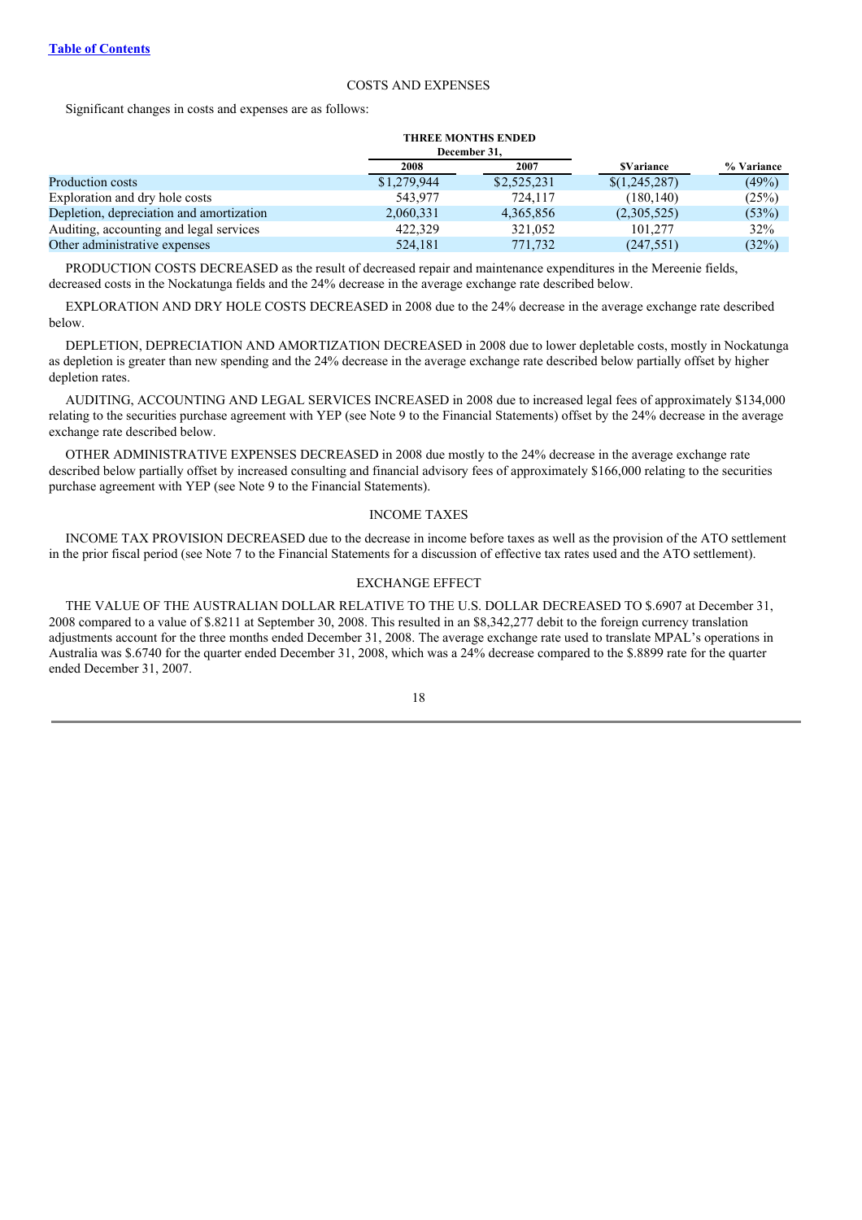[Table of Contents](#)

## COSTS AND EXPENSES

Significant changes in costs and expenses are as follows:

| | THREE MONTHS ENDED December 31, | | | |
|---|---|---|---|---|
| | 2008 | 2007 | $Variance | % Variance |
| Production costs | $1,279,944 | $2,525,231 | $(1,245,287) | (49%) |
| Exploration and dry hole costs | 543,977 | 724,117 | (180,140) | (25%) |
| Depletion, depreciation and amortization | 2,060,331 | 4,365,856 | (2,305,525) | (53%) |
| Auditing, accounting and legal services | 422,329 | 321,052 | 101,277 | 32% |
| Other administrative expenses | 524,181 | 771,732 | (247,551) | (32%) |

PRODUCTION COSTS DECREASED as the result of decreased repair and maintenance expenditures in the Mereenie fields, decreased costs in the Nockatunga fields and the 24% decrease in the average exchange rate described below.

EXPLORATION AND DRY HOLE COSTS DECREASED in 2008 due to the 24% decrease in the average exchange rate described below.

DEPLETION, DEPRECIATION AND AMORTIZATION DECREASED in 2008 due to lower depletable costs, mostly in Nockatunga as depletion is greater than new spending and the 24% decrease in the average exchange rate described below partially offset by higher depletion rates.

AUDITING, ACCOUNTING AND LEGAL SERVICES INCREASED in 2008 due to increased legal fees of approximately $134,000 relating to the securities purchase agreement with YEP (see Note 9 to the Financial Statements) offset by the 24% decrease in the average exchange rate described below.

OTHER ADMINISTRATIVE EXPENSES DECREASED in 2008 due mostly to the 24% decrease in the average exchange rate described below partially offset by increased consulting and financial advisory fees of approximately $166,000 relating to the securities purchase agreement with YEP (see Note 9 to the Financial Statements).

## INCOME TAXES

INCOME TAX PROVISION DECREASED due to the decrease in income before taxes as well as the provision of the ATO settlement in the prior fiscal period (see Note 7 to the Financial Statements for a discussion of effective tax rates used and the ATO settlement).

## EXCHANGE EFFECT

THE VALUE OF THE AUSTRALIAN DOLLAR RELATIVE TO THE U.S. DOLLAR DECREASED TO $.6907 at December 31, 2008 compared to a value of $.8211 at September 30, 2008. This resulted in an $8,342,277 debit to the foreign currency translation adjustments account for the three months ended December 31, 2008. The average exchange rate used to translate MPAL's operations in Australia was $.6740 for the quarter ended December 31, 2008, which was a 24% decrease compared to the $.8899 rate for the quarter ended December 31, 2007.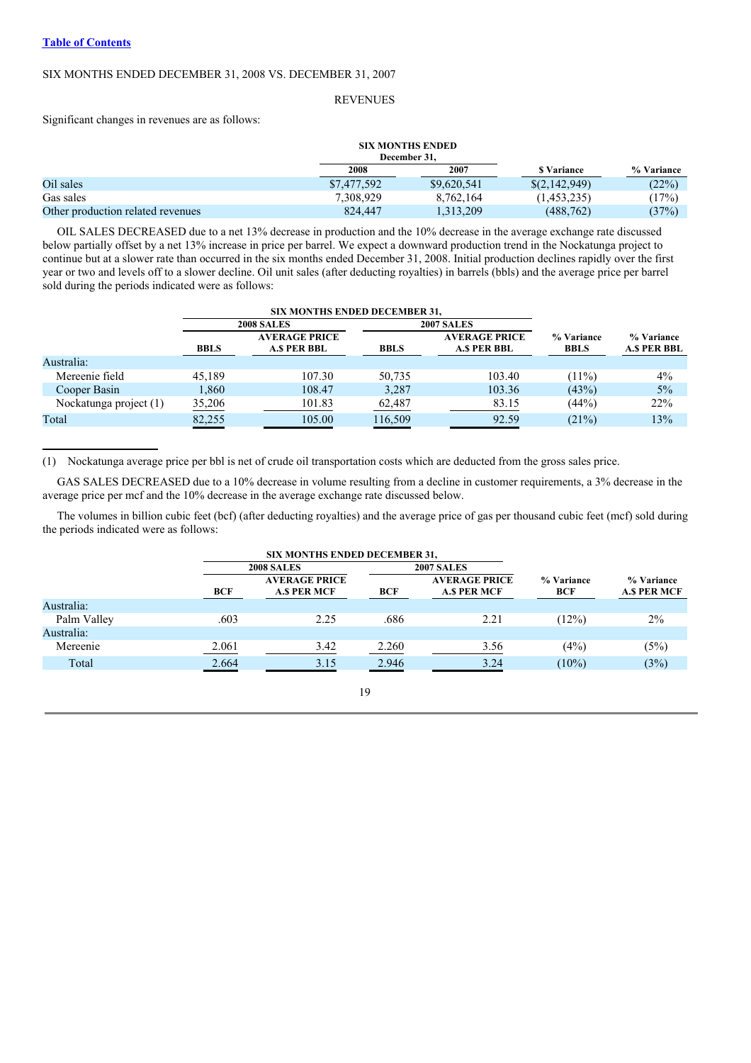[Table of Contents](#)

SIX MONTHS ENDED DECEMBER 31, 2008 VS. DECEMBER 31, 2007

REVENUES

Significant changes in revenues are as follows:

| | SIX MONTHS ENDED December 31, | | | |
|---|---|---|---|---|
| | 2008 | 2007 | $ Variance | % Variance |
| Oil sales | $7,477,592 | $9,620,541 | $(2,142,949) | (22%) |
| Gas sales | 7,308,929 | 8,762,164 | (1,453,235) | (17%) |
| Other production related revenues | 824,447 | 1,313,209 | (488,762) | (37%) |

OIL SALES DECREASED due to a net 13% decrease in production and the 10% decrease in the average exchange rate discussed below partially offset by a net 13% increase in price per barrel. We expect a downward production trend in the Nockatunga project to continue but at a slower rate than occurred in the six months ended December 31, 2008. Initial production declines rapidly over the first year or two and levels off to a slower decline. Oil unit sales (after deducting royalties) in barrels (bbls) and the average price per barrel sold during the periods indicated were as follows:

| | SIX MONTHS ENDED DECEMBER 31, | | | | | |
|---|---|---|---|---|---|---|
| | 2008 SALES | | 2007 SALES | | | |
| | BBLS | AVERAGE PRICE A.$ PER BBL | BBLS | AVERAGE PRICE A.$ PER BBL | % Variance BBLS | % Variance A.$ PER BBL |
| Australia: | | | | | | |
| Mereenie field | 45,189 | 107.30 | 50,735 | 103.40 | (11%) | 4% |
| Cooper Basin | 1,860 | 108.47 | 3,287 | 103.36 | (43%) | 5% |
| Nockatunga project (1) | 35,206 | 101.83 | 62,487 | 83.15 | (44%) | 22% |
| Total | 82,255 | 105.00 | 116,509 | 92.59 | (21%) | 13% |

(1) Nockatunga average price per bbl is net of crude oil transportation costs which are deducted from the gross sales price.

GAS SALES DECREASED due to a 10% decrease in volume resulting from a decline in customer requirements, a 3% decrease in the average price per mcf and the 10% decrease in the average exchange rate discussed below.

The volumes in billion cubic feet (bcf) (after deducting royalties) and the average price of gas per thousand cubic feet (mcf) sold during the periods indicated were as follows:

| | SIX MONTHS ENDED DECEMBER 31, | | | | | |
|---|---|---|---|---|---|---|
| | 2008 SALES | | 2007 SALES | | | |
| | BCF | AVERAGE PRICE A.$ PER MCF | BCF | AVERAGE PRICE A.$ PER MCF | % Variance BCF | % Variance A.$ PER MCF |
| Australia: | | | | | | |
| Palm Valley | .603 | 2.25 | .686 | 2.21 | (12%) | 2% |
| Australia: | | | | | | |
| Mereenie | 2.061 | 3.42 | 2.260 | 3.56 | (4%) | (5%) |
| Total | 2.664 | 3.15 | 2.946 | 3.24 | (10%) | (3%) |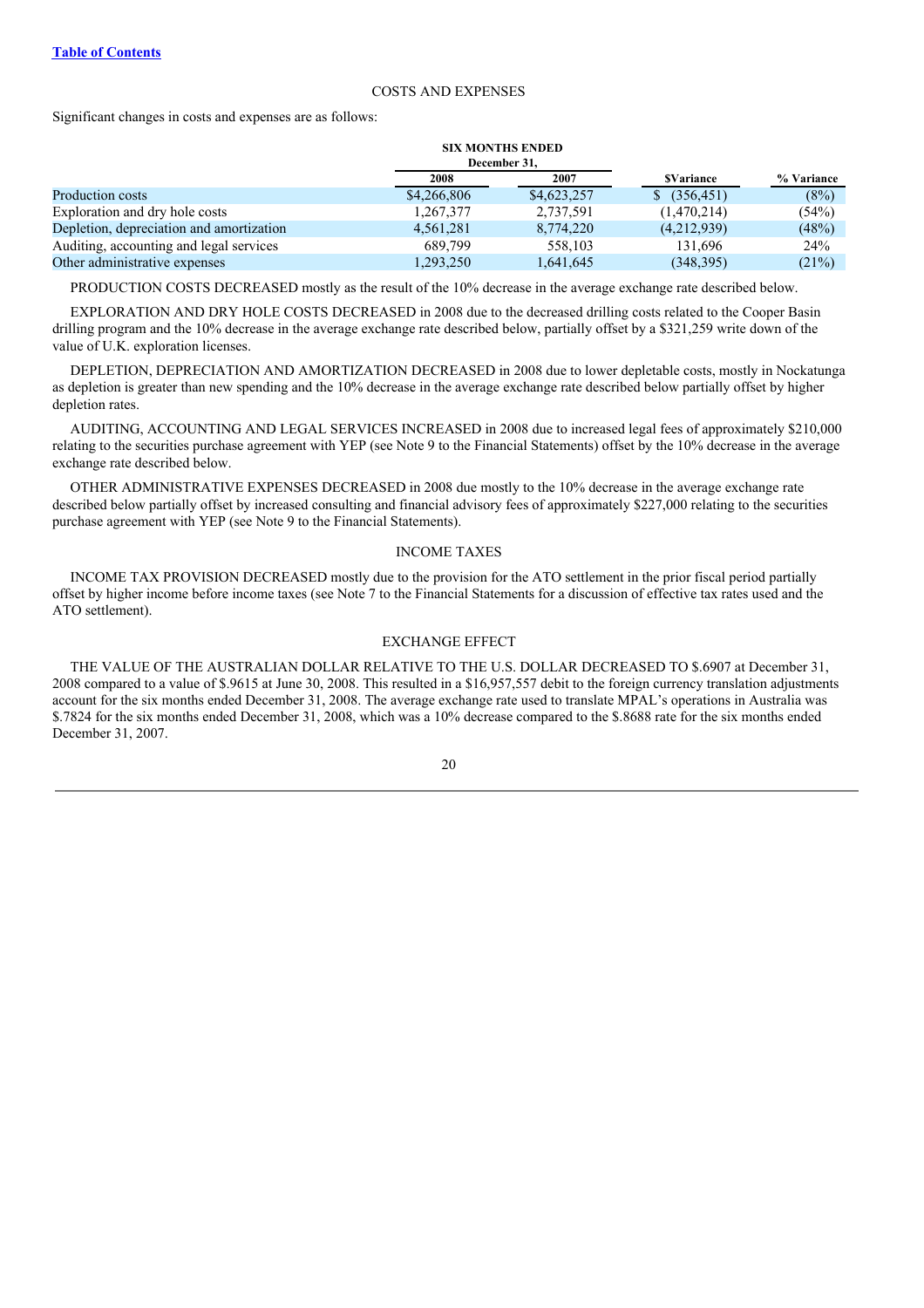[Table of Contents](#)

## COSTS AND EXPENSES

Significant changes in costs and expenses are as follows:

| | SIX MONTHS ENDED December 31, | | | |
|---|---|---|---|---|
| | 2008 | 2007 | $Variance | % Variance |
| Production costs | $4,266,806 | $4,623,257 | $ (356,451) | (8%) |
| Exploration and dry hole costs | 1,267,377 | 2,737,591 | (1,470,214) | (54%) |
| Depletion, depreciation and amortization | 4,561,281 | 8,774,220 | (4,212,939) | (48%) |
| Auditing, accounting and legal services | 689,799 | 558,103 | 131,696 | 24% |
| Other administrative expenses | 1,293,250 | 1,641,645 | (348,395) | (21%) |

PRODUCTION COSTS DECREASED mostly as the result of the 10% decrease in the average exchange rate described below.

EXPLORATION AND DRY HOLE COSTS DECREASED in 2008 due to the decreased drilling costs related to the Cooper Basin drilling program and the 10% decrease in the average exchange rate described below, partially offset by a $321,259 write down of the value of U.K. exploration licenses.

DEPLETION, DEPRECIATION AND AMORTIZATION DECREASED in 2008 due to lower depletable costs, mostly in Nockatunga as depletion is greater than new spending and the 10% decrease in the average exchange rate described below partially offset by higher depletion rates.

AUDITING, ACCOUNTING AND LEGAL SERVICES INCREASED in 2008 due to increased legal fees of approximately $210,000 relating to the securities purchase agreement with YEP (see Note 9 to the Financial Statements) offset by the 10% decrease in the average exchange rate described below.

OTHER ADMINISTRATIVE EXPENSES DECREASED in 2008 due mostly to the 10% decrease in the average exchange rate described below partially offset by increased consulting and financial advisory fees of approximately $227,000 relating to the securities purchase agreement with YEP (see Note 9 to the Financial Statements).

## INCOME TAXES

INCOME TAX PROVISION DECREASED mostly due to the provision for the ATO settlement in the prior fiscal period partially offset by higher income before income taxes (see Note 7 to the Financial Statements for a discussion of effective tax rates used and the ATO settlement).

## EXCHANGE EFFECT

THE VALUE OF THE AUSTRALIAN DOLLAR RELATIVE TO THE U.S. DOLLAR DECREASED TO $.6907 at December 31, 2008 compared to a value of $.9615 at June 30, 2008. This resulted in a $16,957,557 debit to the foreign currency translation adjustments account for the six months ended December 31, 2008. The average exchange rate used to translate MPAL's operations in Australia was $.7824 for the six months ended December 31, 2008, which was a 10% decrease compared to the $.8688 rate for the six months ended December 31, 2007.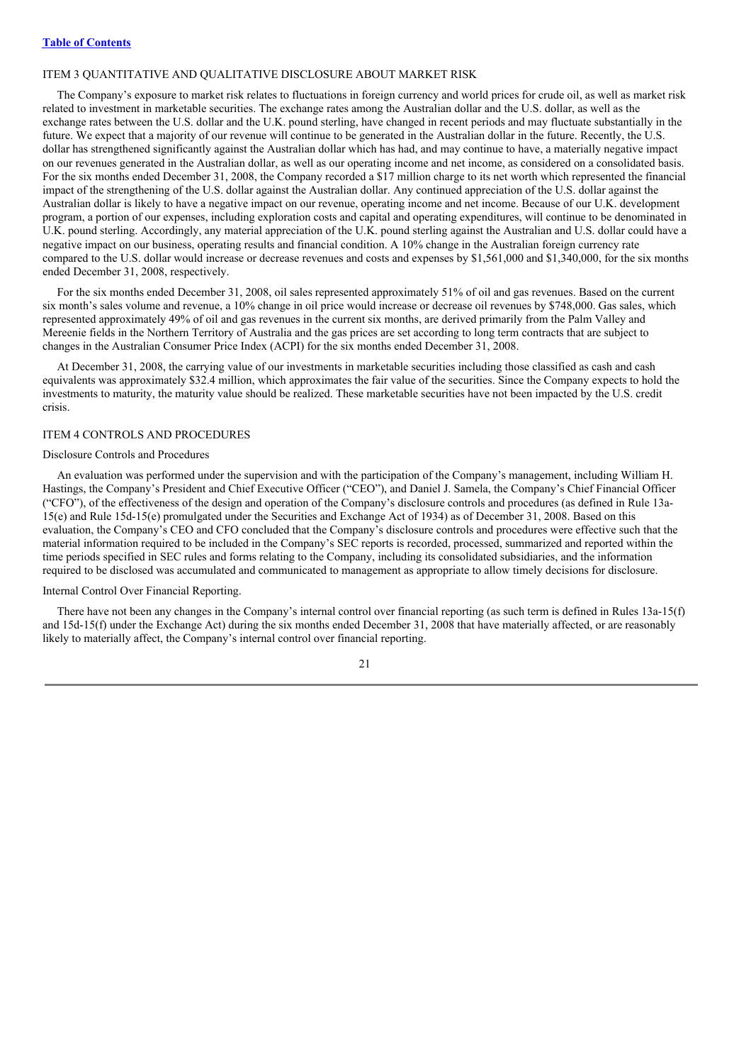## ITEM 3 QUANTITATIVE AND QUALITATIVE DISCLOSURE ABOUT MARKET RISK

The Company's exposure to market risk relates to fluctuations in foreign currency and world prices for crude oil, as well as market risk related to investment in marketable securities. The exchange rates among the Australian dollar and the U.S. dollar, as well as the exchange rates between the U.S. dollar and the U.K. pound sterling, have changed in recent periods and may fluctuate substantially in the future. We expect that a majority of our revenue will continue to be generated in the Australian dollar in the future. Recently, the U.S. dollar has strengthened significantly against the Australian dollar which has had, and may continue to have, a materially negative impact on our revenues generated in the Australian dollar, as well as our operating income and net income, as considered on a consolidated basis. For the six months ended December 31, 2008, the Company recorded a $17 million charge to its net worth which represented the financial impact of the strengthening of the U.S. dollar against the Australian dollar. Any continued appreciation of the U.S. dollar against the Australian dollar is likely to have a negative impact on our revenue, operating income and net income. Because of our U.K. development program, a portion of our expenses, including exploration costs and capital and operating expenditures, will continue to be denominated in U.K. pound sterling. Accordingly, any material appreciation of the U.K. pound sterling against the Australian and U.S. dollar could have a negative impact on our business, operating results and financial condition. A 10% change in the Australian foreign currency rate compared to the U.S. dollar would increase or decrease revenues and costs and expenses by $1,561,000 and $1,340,000, for the six months ended December 31, 2008, respectively.

For the six months ended December 31, 2008, oil sales represented approximately 51% of oil and gas revenues. Based on the current six month's sales volume and revenue, a 10% change in oil price would increase or decrease oil revenues by $748,000. Gas sales, which represented approximately 49% of oil and gas revenues in the current six months, are derived primarily from the Palm Valley and Mereenie fields in the Northern Territory of Australia and the gas prices are set according to long term contracts that are subject to changes in the Australian Consumer Price Index (ACPI) for the six months ended December 31, 2008.

At December 31, 2008, the carrying value of our investments in marketable securities including those classified as cash and cash equivalents was approximately $32.4 million, which approximates the fair value of the securities. Since the Company expects to hold the investments to maturity, the maturity value should be realized. These marketable securities have not been impacted by the U.S. credit crisis.

## ITEM 4 CONTROLS AND PROCEDURES

### Disclosure Controls and Procedures

An evaluation was performed under the supervision and with the participation of the Company's management, including William H. Hastings, the Company's President and Chief Executive Officer ("CEO"), and Daniel J. Samela, the Company's Chief Financial Officer ("CFO"), of the effectiveness of the design and operation of the Company's disclosure controls and procedures (as defined in Rule 13a-15(e) and Rule 15d-15(e) promulgated under the Securities and Exchange Act of 1934) as of December 31, 2008. Based on this evaluation, the Company's CEO and CFO concluded that the Company's disclosure controls and procedures were effective such that the material information required to be included in the Company's SEC reports is recorded, processed, summarized and reported within the time periods specified in SEC rules and forms relating to the Company, including its consolidated subsidiaries, and the information required to be disclosed was accumulated and communicated to management as appropriate to allow timely decisions for disclosure.

### Internal Control Over Financial Reporting.

There have not been any changes in the Company's internal control over financial reporting (as such term is defined in Rules 13a-15(f) and 15d-15(f) under the Exchange Act) during the six months ended December 31, 2008 that have materially affected, or are reasonably likely to materially affect, the Company's internal control over financial reporting.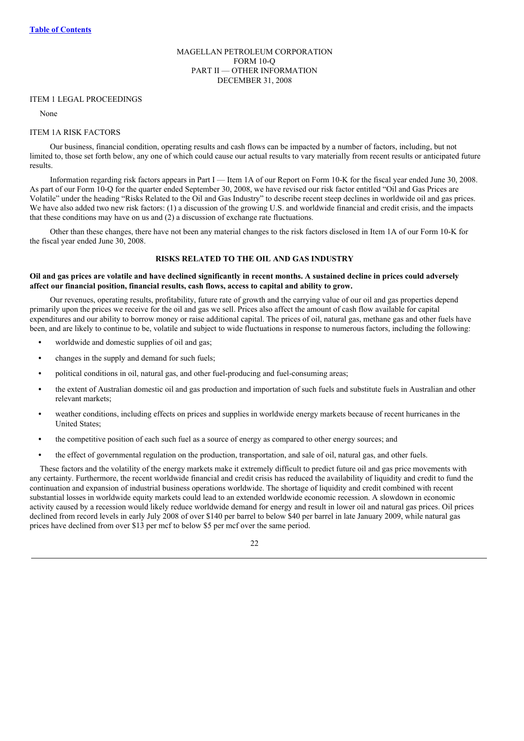[Table of Contents](#)

MAGELLAN PETROLEUM CORPORATION
FORM 10-Q
PART II — OTHER INFORMATION
DECEMBER 31, 2008

ITEM 1 LEGAL PROCEEDINGS

None

ITEM 1A RISK FACTORS

Our business, financial condition, operating results and cash flows can be impacted by a number of factors, including, but not limited to, those set forth below, any one of which could cause our actual results to vary materially from recent results or anticipated future results.

Information regarding risk factors appears in Part I — Item 1A of our Report on Form 10-K for the fiscal year ended June 30, 2008. As part of our Form 10-Q for the quarter ended September 30, 2008, we have revised our risk factor entitled "Oil and Gas Prices are Volatile" under the heading "Risks Related to the Oil and Gas Industry" to describe recent steep declines in worldwide oil and gas prices. We have also added two new risk factors: (1) a discussion of the growing U.S. and worldwide financial and credit crisis, and the impacts that these conditions may have on us and (2) a discussion of exchange rate fluctuations.

Other than these changes, there have not been any material changes to the risk factors disclosed in Item 1A of our Form 10-K for the fiscal year ended June 30, 2008.

**RISKS RELATED TO THE OIL AND GAS INDUSTRY**

**Oil and gas prices are volatile and have declined significantly in recent months. A sustained decline in prices could adversely affect our financial position, financial results, cash flows, access to capital and ability to grow.**

Our revenues, operating results, profitability, future rate of growth and the carrying value of our oil and gas properties depend primarily upon the prices we receive for the oil and gas we sell. Prices also affect the amount of cash flow available for capital expenditures and our ability to borrow money or raise additional capital. The prices of oil, natural gas, methane gas and other fuels have been, and are likely to continue to be, volatile and subject to wide fluctuations in response to numerous factors, including the following:

- worldwide and domestic supplies of oil and gas;
- changes in the supply and demand for such fuels;
- political conditions in oil, natural gas, and other fuel-producing and fuel-consuming areas;
- the extent of Australian domestic oil and gas production and importation of such fuels and substitute fuels in Australian and other relevant markets;
- weather conditions, including effects on prices and supplies in worldwide energy markets because of recent hurricanes in the United States;
- the competitive position of each such fuel as a source of energy as compared to other energy sources; and
- the effect of governmental regulation on the production, transportation, and sale of oil, natural gas, and other fuels.

These factors and the volatility of the energy markets make it extremely difficult to predict future oil and gas price movements with any certainty. Furthermore, the recent worldwide financial and credit crisis has reduced the availability of liquidity and credit to fund the continuation and expansion of industrial business operations worldwide. The shortage of liquidity and credit combined with recent substantial losses in worldwide equity markets could lead to an extended worldwide economic recession. A slowdown in economic activity caused by a recession would likely reduce worldwide demand for energy and result in lower oil and natural gas prices. Oil prices declined from record levels in early July 2008 of over $140 per barrel to below $40 per barrel in late January 2009, while natural gas prices have declined from over $13 per mcf to below $5 per mcf over the same period.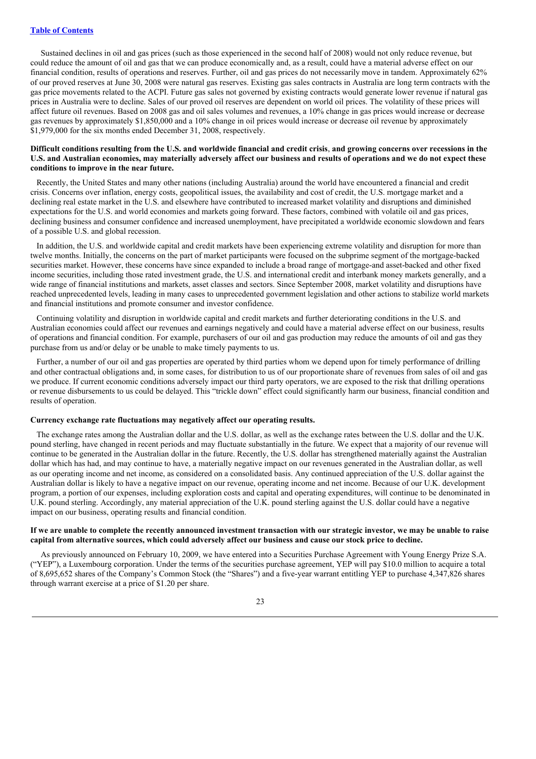Sustained declines in oil and gas prices (such as those experienced in the second half of 2008) would not only reduce revenue, but could reduce the amount of oil and gas that we can produce economically and, as a result, could have a material adverse effect on our financial condition, results of operations and reserves. Further, oil and gas prices do not necessarily move in tandem. Approximately 62% of our proved reserves at June 30, 2008 were natural gas reserves. Existing gas sales contracts in Australia are long term contracts with the gas price movements related to the ACPI. Future gas sales not governed by existing contracts would generate lower revenue if natural gas prices in Australia were to decline. Sales of our proved oil reserves are dependent on world oil prices. The volatility of these prices will affect future oil revenues. Based on 2008 gas and oil sales volumes and revenues, a 10% change in gas prices would increase or decrease gas revenues by approximately $1,850,000 and a 10% change in oil prices would increase or decrease oil revenue by approximately $1,979,000 for the six months ended December 31, 2008, respectively.

**Difficult conditions resulting from the U.S. and worldwide financial and credit crisis, and growing concerns over recessions in the U.S. and Australian economies, may materially adversely affect our business and results of operations and we do not expect these conditions to improve in the near future.**

Recently, the United States and many other nations (including Australia) around the world have encountered a financial and credit crisis. Concerns over inflation, energy costs, geopolitical issues, the availability and cost of credit, the U.S. mortgage market and a declining real estate market in the U.S. and elsewhere have contributed to increased market volatility and disruptions and diminished expectations for the U.S. and world economies and markets going forward. These factors, combined with volatile oil and gas prices, declining business and consumer confidence and increased unemployment, have precipitated a worldwide economic slowdown and fears of a possible U.S. and global recession.

In addition, the U.S. and worldwide capital and credit markets have been experiencing extreme volatility and disruption for more than twelve months. Initially, the concerns on the part of market participants were focused on the subprime segment of the mortgage-backed securities market. However, these concerns have since expanded to include a broad range of mortgage-and asset-backed and other fixed income securities, including those rated investment grade, the U.S. and international credit and interbank money markets generally, and a wide range of financial institutions and markets, asset classes and sectors. Since September 2008, market volatility and disruptions have reached unprecedented levels, leading in many cases to unprecedented government legislation and other actions to stabilize world markets and financial institutions and promote consumer and investor confidence.

Continuing volatility and disruption in worldwide capital and credit markets and further deteriorating conditions in the U.S. and Australian economies could affect our revenues and earnings negatively and could have a material adverse effect on our business, results of operations and financial condition. For example, purchasers of our oil and gas production may reduce the amounts of oil and gas they purchase from us and/or delay or be unable to make timely payments to us.

Further, a number of our oil and gas properties are operated by third parties whom we depend upon for timely performance of drilling and other contractual obligations and, in some cases, for distribution to us of our proportionate share of revenues from sales of oil and gas we produce. If current economic conditions adversely impact our third party operators, we are exposed to the risk that drilling operations or revenue disbursements to us could be delayed. This "trickle down" effect could significantly harm our business, financial condition and results of operation.

**Currency exchange rate fluctuations may negatively affect our operating results.**

The exchange rates among the Australian dollar and the U.S. dollar, as well as the exchange rates between the U.S. dollar and the U.K. pound sterling, have changed in recent periods and may fluctuate substantially in the future. We expect that a majority of our revenue will continue to be generated in the Australian dollar in the future. Recently, the U.S. dollar has strengthened materially against the Australian dollar which has had, and may continue to have, a materially negative impact on our revenues generated in the Australian dollar, as well as our operating income and net income, as considered on a consolidated basis. Any continued appreciation of the U.S. dollar against the Australian dollar is likely to have a negative impact on our revenue, operating income and net income. Because of our U.K. development program, a portion of our expenses, including exploration costs and capital and operating expenditures, will continue to be denominated in U.K. pound sterling. Accordingly, any material appreciation of the U.K. pound sterling against the U.S. dollar could have a negative impact on our business, operating results and financial condition.

**If we are unable to complete the recently announced investment transaction with our strategic investor, we may be unable to raise capital from alternative sources, which could adversely affect our business and cause our stock price to decline.**

As previously announced on February 10, 2009, we have entered into a Securities Purchase Agreement with Young Energy Prize S.A. ("YEP"), a Luxembourg corporation. Under the terms of the securities purchase agreement, YEP will pay $10.0 million to acquire a total of 8,695,652 shares of the Company's Common Stock (the "Shares") and a five-year warrant entitling YEP to purchase 4,347,826 shares through warrant exercise at a price of $1.20 per share.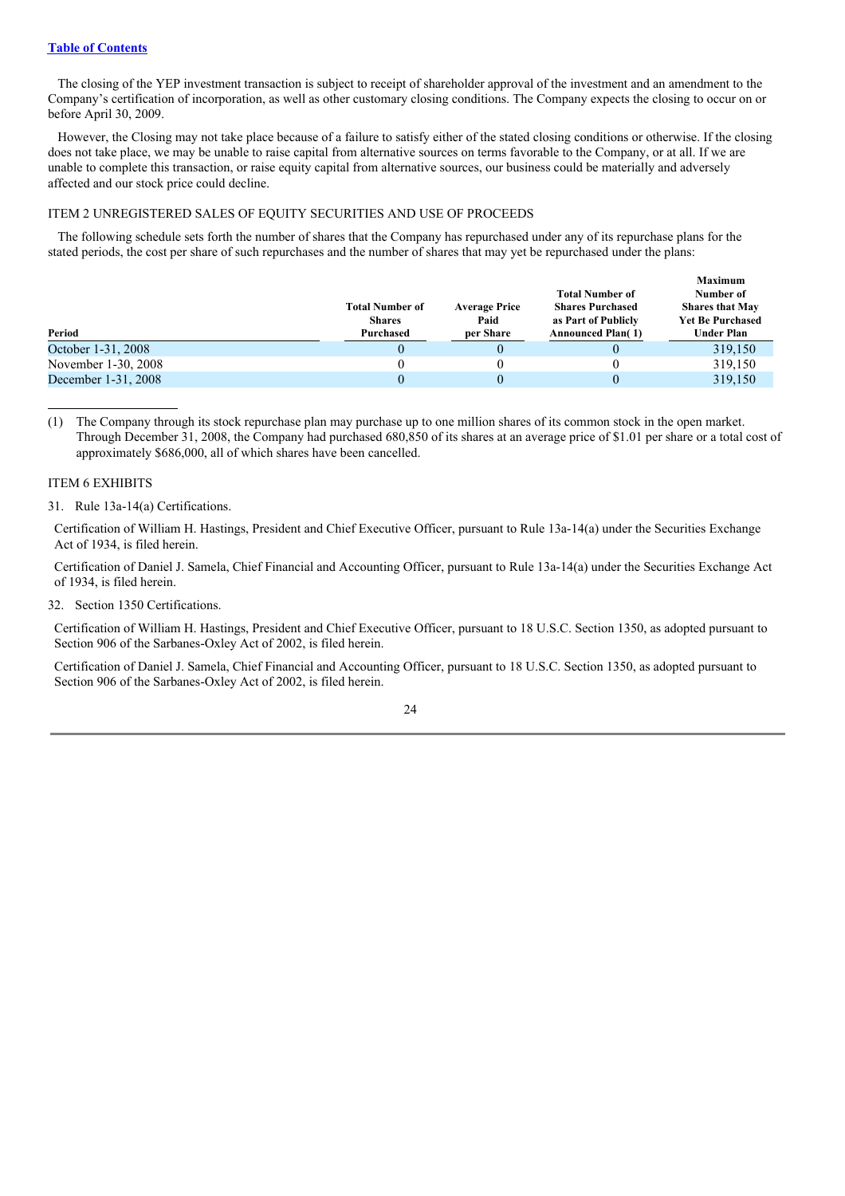[Table of Contents](#)

The closing of the YEP investment transaction is subject to receipt of shareholder approval of the investment and an amendment to the Company's certification of incorporation, as well as other customary closing conditions. The Company expects the closing to occur on or before April 30, 2009.

However, the Closing may not take place because of a failure to satisfy either of the stated closing conditions or otherwise. If the closing does not take place, we may be unable to raise capital from alternative sources on terms favorable to the Company, or at all. If we are unable to complete this transaction, or raise equity capital from alternative sources, our business could be materially and adversely affected and our stock price could decline.

## ITEM 2 UNREGISTERED SALES OF EQUITY SECURITIES AND USE OF PROCEEDS

The following schedule sets forth the number of shares that the Company has repurchased under any of its repurchase plans for the stated periods, the cost per share of such repurchases and the number of shares that may yet be repurchased under the plans:

| Period | Total Number of Shares Purchased | Average Price Paid per Share | Total Number of Shares Purchased as Part of Publicly Announced Plan(1) | Maximum Number of Shares that May Yet Be Purchased Under Plan |
|---|---|---|---|---|
| October 1-31, 2008 | 0 | 0 | 0 | 319,150 |
| November 1-30, 2008 | 0 | 0 | 0 | 319,150 |
| December 1-31, 2008 | 0 | 0 | 0 | 319,150 |

(1) The Company through its stock repurchase plan may purchase up to one million shares of its common stock in the open market. Through December 31, 2008, the Company had purchased 680,850 of its shares at an average price of $1.01 per share or a total cost of approximately $686,000, all of which shares have been cancelled.

## ITEM 6 EXHIBITS

31. Rule 13a-14(a) Certifications.

Certification of William H. Hastings, President and Chief Executive Officer, pursuant to Rule 13a-14(a) under the Securities Exchange Act of 1934, is filed herein.

Certification of Daniel J. Samela, Chief Financial and Accounting Officer, pursuant to Rule 13a-14(a) under the Securities Exchange Act of 1934, is filed herein.

32. Section 1350 Certifications.

Certification of William H. Hastings, President and Chief Executive Officer, pursuant to 18 U.S.C. Section 1350, as adopted pursuant to Section 906 of the Sarbanes-Oxley Act of 2002, is filed herein.

Certification of Daniel J. Samela, Chief Financial and Accounting Officer, pursuant to 18 U.S.C. Section 1350, as adopted pursuant to Section 906 of the Sarbanes-Oxley Act of 2002, is filed herein.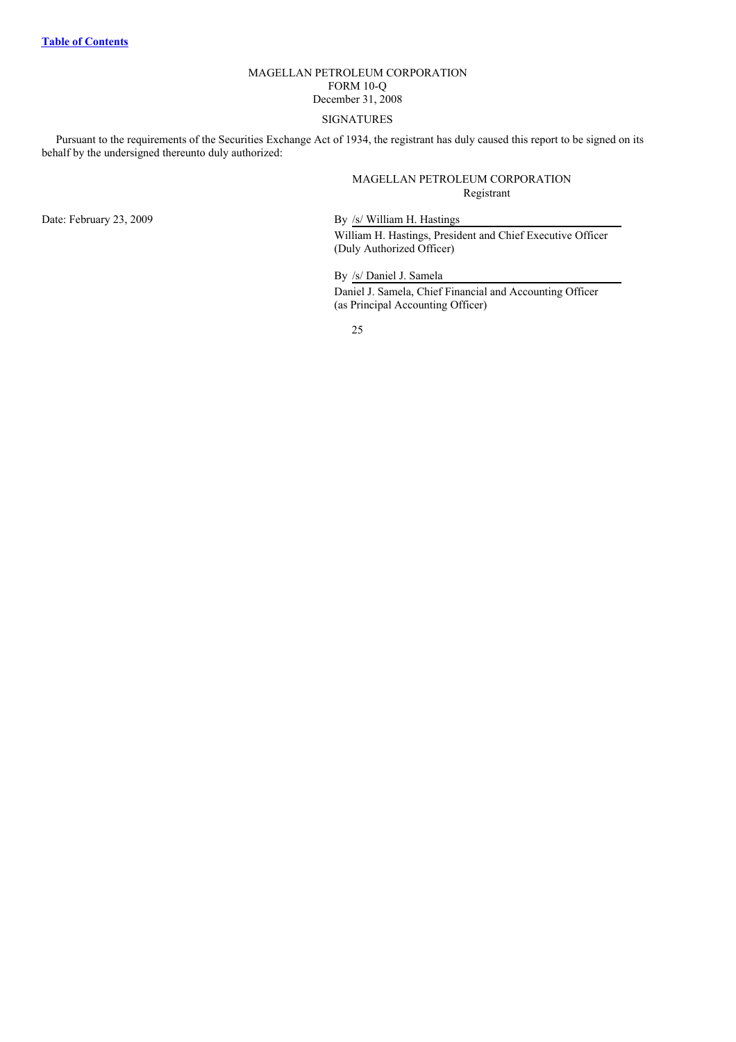MAGELLAN PETROLEUM CORPORATION
FORM 10-Q
December 31, 2008

SIGNATURES

Pursuant to the requirements of the Securities Exchange Act of 1934, the registrant has duly caused this report to be signed on its behalf by the undersigned thereunto duly authorized:

MAGELLAN PETROLEUM CORPORATION
Registrant

Date: February 23, 2009

By /s/ William H. Hastings
William H. Hastings, President and Chief Executive Officer
(Duly Authorized Officer)

By /s/ Daniel J. Samela
Daniel J. Samela, Chief Financial and Accounting Officer
(as Principal Accounting Officer)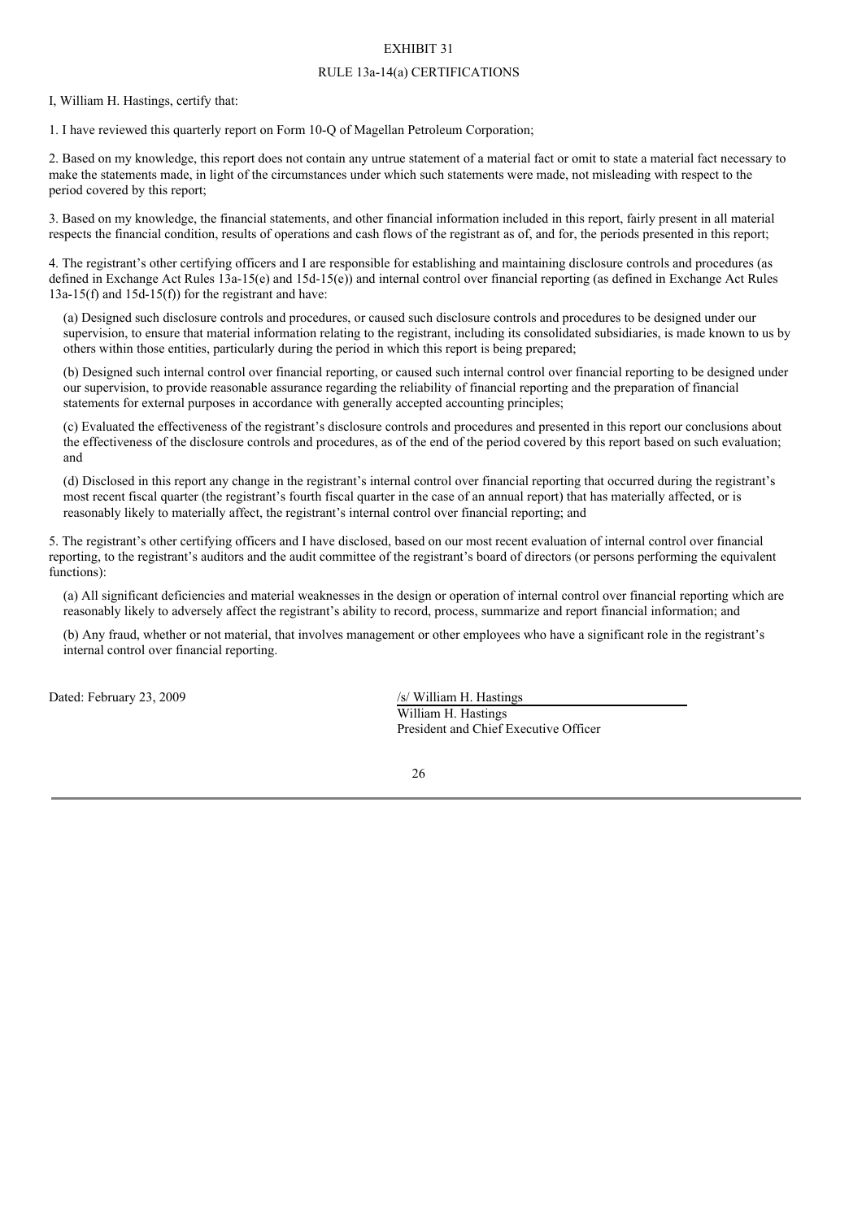# EXHIBIT 31

## RULE 13a-14(a) CERTIFICATIONS

I, William H. Hastings, certify that:

1. I have reviewed this quarterly report on Form 10-Q of Magellan Petroleum Corporation;

2. Based on my knowledge, this report does not contain any untrue statement of a material fact or omit to state a material fact necessary to make the statements made, in light of the circumstances under which such statements were made, not misleading with respect to the period covered by this report;

3. Based on my knowledge, the financial statements, and other financial information included in this report, fairly present in all material respects the financial condition, results of operations and cash flows of the registrant as of, and for, the periods presented in this report;

4. The registrant's other certifying officers and I are responsible for establishing and maintaining disclosure controls and procedures (as defined in Exchange Act Rules 13a-15(e) and 15d-15(e)) and internal control over financial reporting (as defined in Exchange Act Rules 13a-15(f) and 15d-15(f)) for the registrant and have:

   (a) Designed such disclosure controls and procedures, or caused such disclosure controls and procedures to be designed under our supervision, to ensure that material information relating to the registrant, including its consolidated subsidiaries, is made known to us by others within those entities, particularly during the period in which this report is being prepared;

   (b) Designed such internal control over financial reporting, or caused such internal control over financial reporting to be designed under our supervision, to provide reasonable assurance regarding the reliability of financial reporting and the preparation of financial statements for external purposes in accordance with generally accepted accounting principles;

   (c) Evaluated the effectiveness of the registrant's disclosure controls and procedures and presented in this report our conclusions about the effectiveness of the disclosure controls and procedures, as of the end of the period covered by this report based on such evaluation; and

   (d) Disclosed in this report any change in the registrant's internal control over financial reporting that occurred during the registrant's most recent fiscal quarter (the registrant's fourth fiscal quarter in the case of an annual report) that has materially affected, or is reasonably likely to materially affect, the registrant's internal control over financial reporting; and

5. The registrant's other certifying officers and I have disclosed, based on our most recent evaluation of internal control over financial reporting, to the registrant's auditors and the audit committee of the registrant's board of directors (or persons performing the equivalent functions):

   (a) All significant deficiencies and material weaknesses in the design or operation of internal control over financial reporting which are reasonably likely to adversely affect the registrant's ability to record, process, summarize and report financial information; and

   (b) Any fraud, whether or not material, that involves management or other employees who have a significant role in the registrant's internal control over financial reporting.

Dated: February 23, 2009

/s/ William H. Hastings  
William H. Hastings  
President and Chief Executive Officer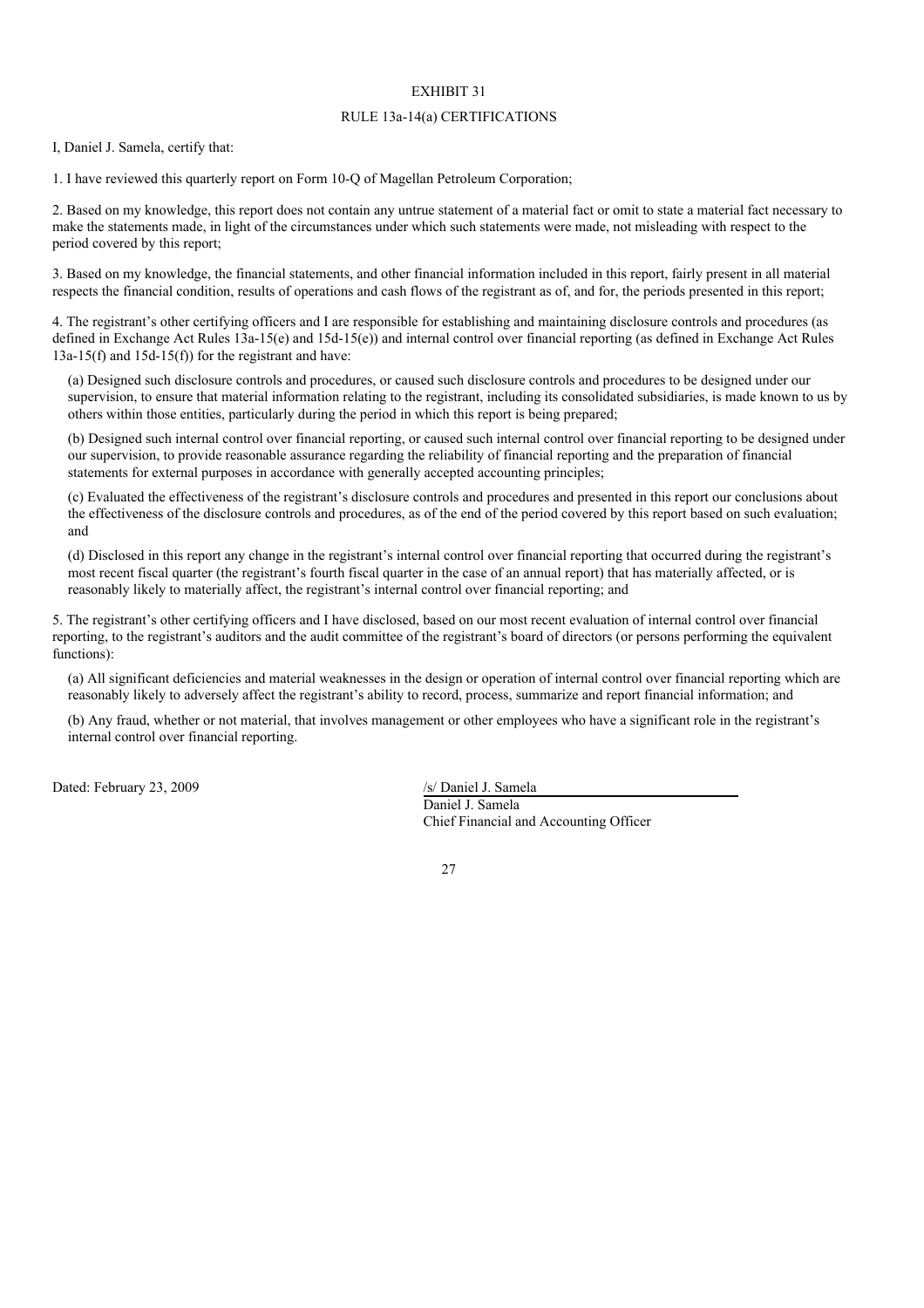EXHIBIT 31

RULE 13a-14(a) CERTIFICATIONS

I, Daniel J. Samela, certify that:

1. I have reviewed this quarterly report on Form 10-Q of Magellan Petroleum Corporation;

2. Based on my knowledge, this report does not contain any untrue statement of a material fact or omit to state a material fact necessary to make the statements made, in light of the circumstances under which such statements were made, not misleading with respect to the period covered by this report;

3. Based on my knowledge, the financial statements, and other financial information included in this report, fairly present in all material respects the financial condition, results of operations and cash flows of the registrant as of, and for, the periods presented in this report;

4. The registrant's other certifying officers and I are responsible for establishing and maintaining disclosure controls and procedures (as defined in Exchange Act Rules 13a-15(e) and 15d-15(e)) and internal control over financial reporting (as defined in Exchange Act Rules 13a-15(f) and 15d-15(f)) for the registrant and have:

(a) Designed such disclosure controls and procedures, or caused such disclosure controls and procedures to be designed under our supervision, to ensure that material information relating to the registrant, including its consolidated subsidiaries, is made known to us by others within those entities, particularly during the period in which this report is being prepared;

(b) Designed such internal control over financial reporting, or caused such internal control over financial reporting to be designed under our supervision, to provide reasonable assurance regarding the reliability of financial reporting and the preparation of financial statements for external purposes in accordance with generally accepted accounting principles;

(c) Evaluated the effectiveness of the registrant's disclosure controls and procedures and presented in this report our conclusions about the effectiveness of the disclosure controls and procedures, as of the end of the period covered by this report based on such evaluation; and

(d) Disclosed in this report any change in the registrant's internal control over financial reporting that occurred during the registrant's most recent fiscal quarter (the registrant's fourth fiscal quarter in the case of an annual report) that has materially affected, or is reasonably likely to materially affect, the registrant's internal control over financial reporting; and

5. The registrant's other certifying officers and I have disclosed, based on our most recent evaluation of internal control over financial reporting, to the registrant's auditors and the audit committee of the registrant's board of directors (or persons performing the equivalent functions):

(a) All significant deficiencies and material weaknesses in the design or operation of internal control over financial reporting which are reasonably likely to adversely affect the registrant's ability to record, process, summarize and report financial information; and

(b) Any fraud, whether or not material, that involves management or other employees who have a significant role in the registrant's internal control over financial reporting.

Dated: February 23, 2009

/s/ Daniel J. Samela
Daniel J. Samela
Chief Financial and Accounting Officer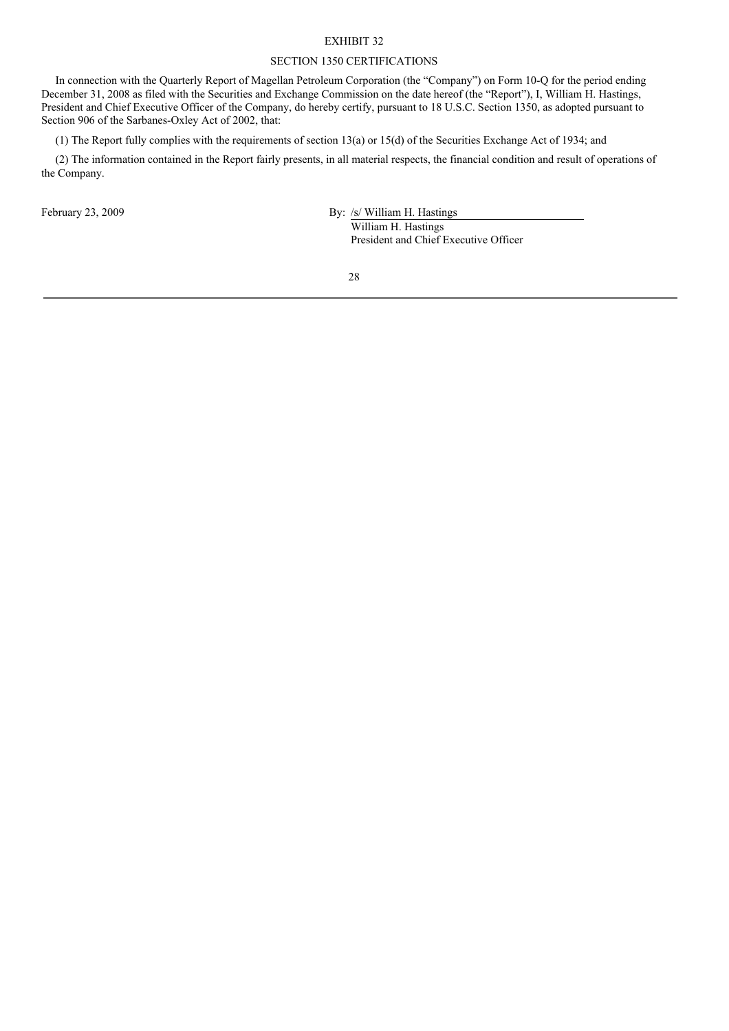# EXHIBIT 32

## SECTION 1350 CERTIFICATIONS

In connection with the Quarterly Report of Magellan Petroleum Corporation (the "Company") on Form 10-Q for the period ending December 31, 2008 as filed with the Securities and Exchange Commission on the date hereof (the "Report"), I, William H. Hastings, President and Chief Executive Officer of the Company, do hereby certify, pursuant to 18 U.S.C. Section 1350, as adopted pursuant to Section 906 of the Sarbanes-Oxley Act of 2002, that:

(1) The Report fully complies with the requirements of section 13(a) or 15(d) of the Securities Exchange Act of 1934; and

(2) The information contained in the Report fairly presents, in all material respects, the financial condition and result of operations of the Company.

February 23, 2009

By: /s/ William H. Hastings
William H. Hastings
President and Chief Executive Officer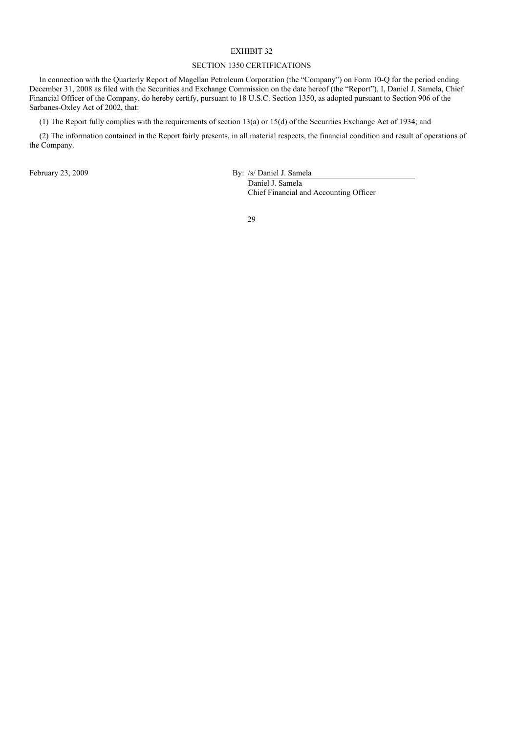# EXHIBIT 32

## SECTION 1350 CERTIFICATIONS

In connection with the Quarterly Report of Magellan Petroleum Corporation (the "Company") on Form 10-Q for the period ending December 31, 2008 as filed with the Securities and Exchange Commission on the date hereof (the "Report"), I, Daniel J. Samela, Chief Financial Officer of the Company, do hereby certify, pursuant to 18 U.S.C. Section 1350, as adopted pursuant to Section 906 of the Sarbanes-Oxley Act of 2002, that:

(1) The Report fully complies with the requirements of section 13(a) or 15(d) of the Securities Exchange Act of 1934; and

(2) The information contained in the Report fairly presents, in all material respects, the financial condition and result of operations of the Company.

February 23, 2009

By: /s/ Daniel J. Samela
Daniel J. Samela
Chief Financial and Accounting Officer